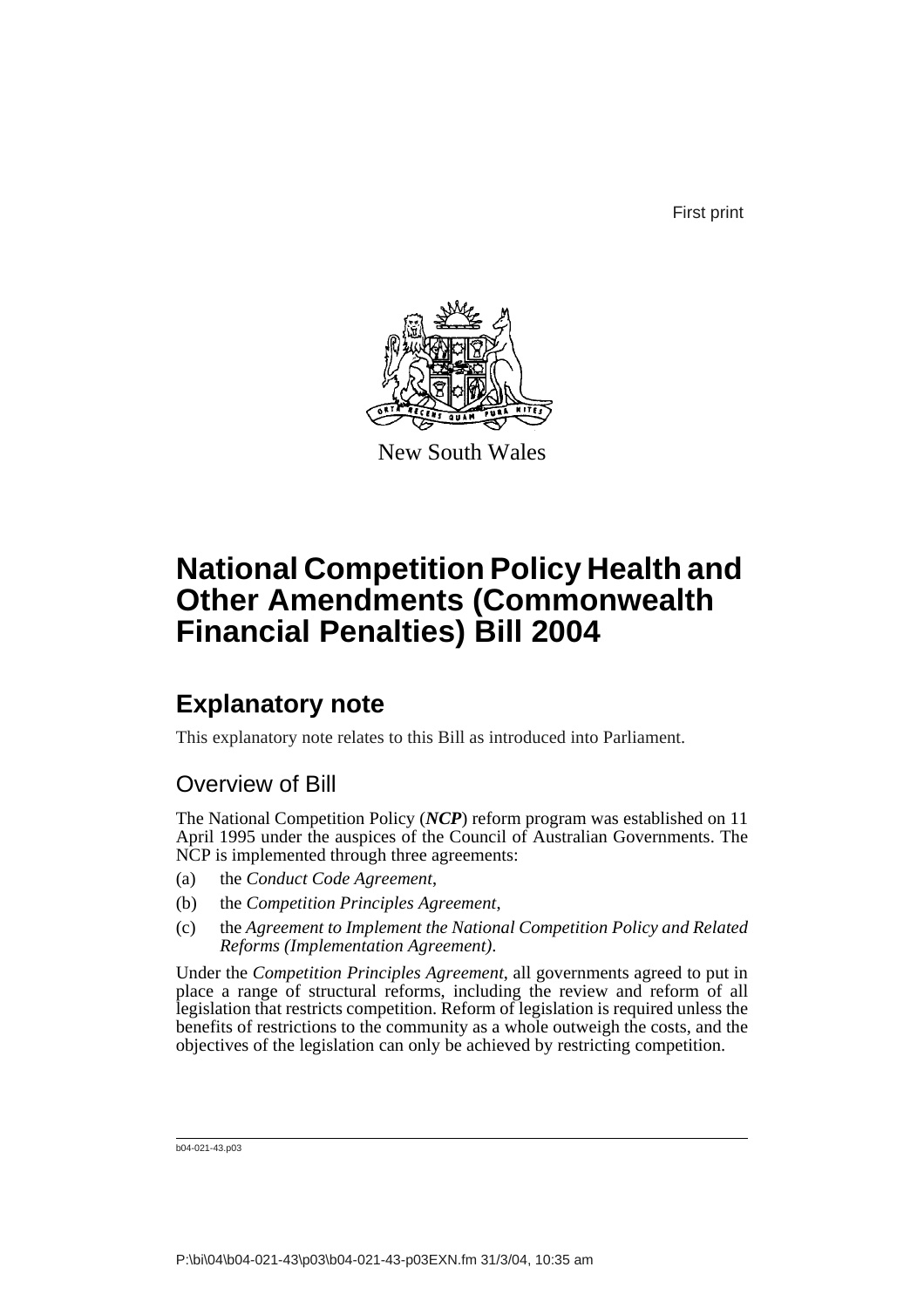First print

New South Wales

# National Competition Policy Health and Other Amendments (Commonwealth Financial Penalties) Bill 2004

## Explanatory note

This explanatory note relates to this Bill as introduced into Parliament.

### Overview of Bill

The National Competition Policy (***NCP***) reform program was established on 11 April 1995 under the auspices of the Council of Australian Governments. The NCP is implemented through three agreements:

(a) the *Conduct Code Agreement*,

(b) the *Competition Principles Agreement*,

(c) the *Agreement to Implement the National Competition Policy and Related Reforms (Implementation Agreement)*.

Under the *Competition Principles Agreement*, all governments agreed to put in place a range of structural reforms, including the review and reform of all legislation that restricts competition. Reform of legislation is required unless the benefits of restrictions to the community as a whole outweigh the costs, and the objectives of the legislation can only be achieved by restricting competition.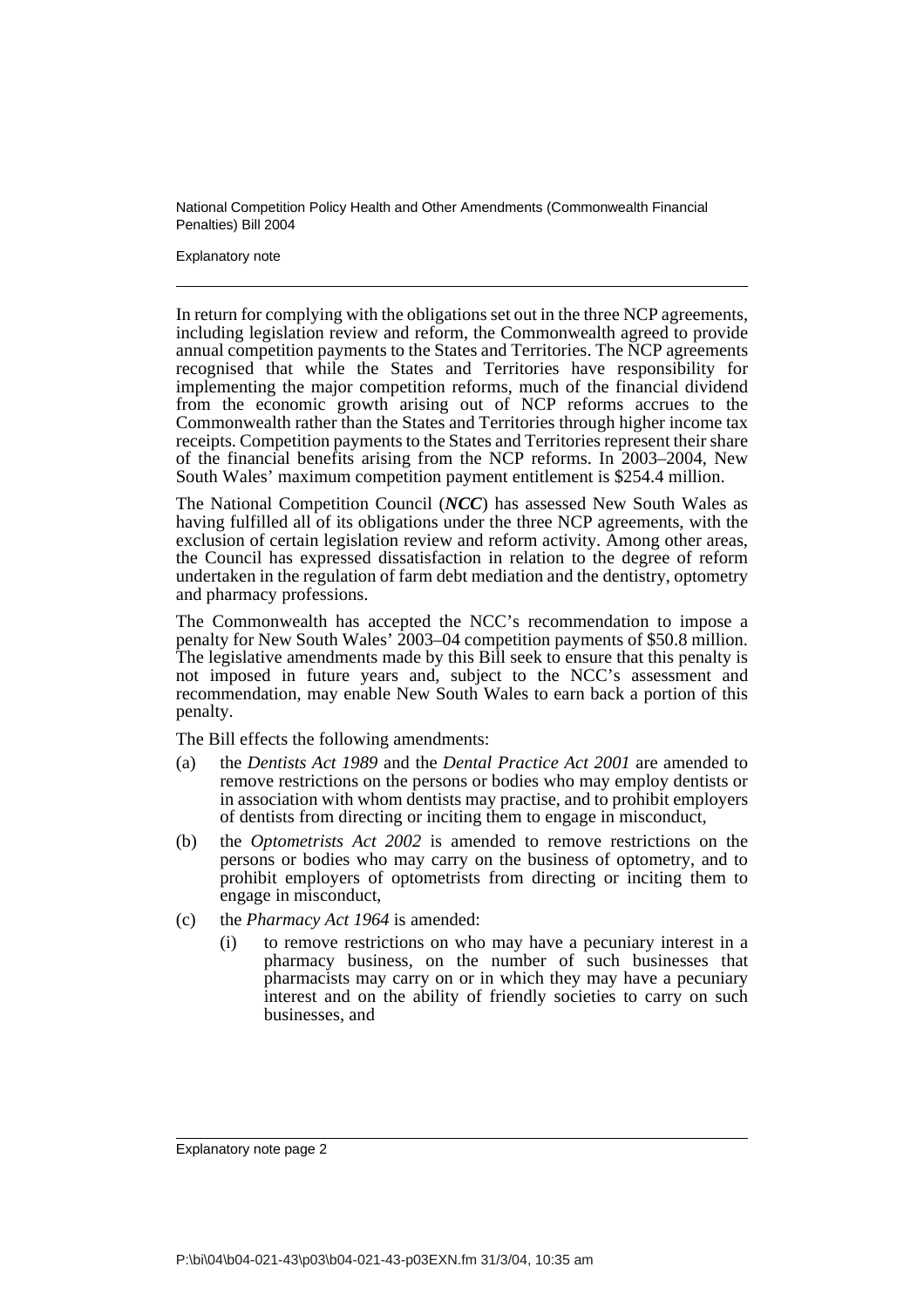In return for complying with the obligations set out in the three NCP agreements, including legislation review and reform, the Commonwealth agreed to provide annual competition payments to the States and Territories. The NCP agreements recognised that while the States and Territories have responsibility for implementing the major competition reforms, much of the financial dividend from the economic growth arising out of NCP reforms accrues to the Commonwealth rather than the States and Territories through higher income tax receipts. Competition payments to the States and Territories represent their share of the financial benefits arising from the NCP reforms. In 2003–2004, New South Wales' maximum competition payment entitlement is \$254.4 million.

The National Competition Council (***NCC***) has assessed New South Wales as having fulfilled all of its obligations under the three NCP agreements, with the exclusion of certain legislation review and reform activity. Among other areas, the Council has expressed dissatisfaction in relation to the degree of reform undertaken in the regulation of farm debt mediation and the dentistry, optometry and pharmacy professions.

The Commonwealth has accepted the NCC's recommendation to impose a penalty for New South Wales' 2003–04 competition payments of \$50.8 million. The legislative amendments made by this Bill seek to ensure that this penalty is not imposed in future years and, subject to the NCC's assessment and recommendation, may enable New South Wales to earn back a portion of this penalty.

The Bill effects the following amendments:

(a) the *Dentists Act 1989* and the *Dental Practice Act 2001* are amended to remove restrictions on the persons or bodies who may employ dentists or in association with whom dentists may practise, and to prohibit employers of dentists from directing or inciting them to engage in misconduct,

(b) the *Optometrists Act 2002* is amended to remove restrictions on the persons or bodies who may carry on the business of optometry, and to prohibit employers of optometrists from directing or inciting them to engage in misconduct,

(c) the *Pharmacy Act 1964* is amended:

 (i) to remove restrictions on who may have a pecuniary interest in a pharmacy business, on the number of such businesses that pharmacists may carry on or in which they may have a pecuniary interest and on the ability of friendly societies to carry on such businesses, and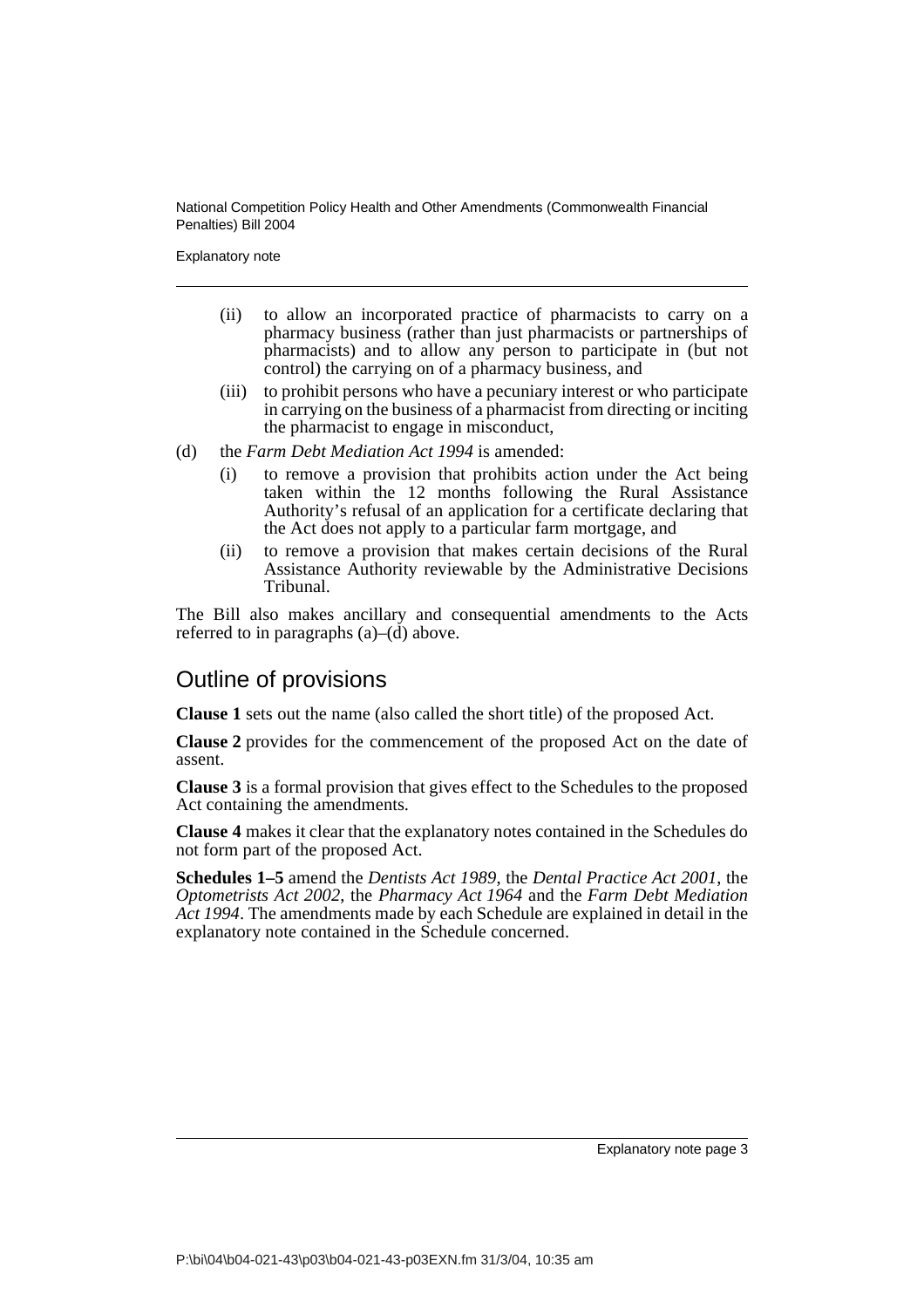(ii) to allow an incorporated practice of pharmacists to carry on a pharmacy business (rather than just pharmacists or partnerships of pharmacists) and to allow any person to participate in (but not control) the carrying on of a pharmacy business, and

(iii) to prohibit persons who have a pecuniary interest or who participate in carrying on the business of a pharmacist from directing or inciting the pharmacist to engage in misconduct,

(d) the *Farm Debt Mediation Act 1994* is amended:

(i) to remove a provision that prohibits action under the Act being taken within the 12 months following the Rural Assistance Authority's refusal of an application for a certificate declaring that the Act does not apply to a particular farm mortgage, and

(ii) to remove a provision that makes certain decisions of the Rural Assistance Authority reviewable by the Administrative Decisions Tribunal.

The Bill also makes ancillary and consequential amendments to the Acts referred to in paragraphs (a)–(d) above.

## Outline of provisions

**Clause 1** sets out the name (also called the short title) of the proposed Act.

**Clause 2** provides for the commencement of the proposed Act on the date of assent.

**Clause 3** is a formal provision that gives effect to the Schedules to the proposed Act containing the amendments.

**Clause 4** makes it clear that the explanatory notes contained in the Schedules do not form part of the proposed Act.

**Schedules 1–5** amend the *Dentists Act 1989*, the *Dental Practice Act 2001*, the *Optometrists Act 2002*, the *Pharmacy Act 1964* and the *Farm Debt Mediation Act 1994*. The amendments made by each Schedule are explained in detail in the explanatory note contained in the Schedule concerned.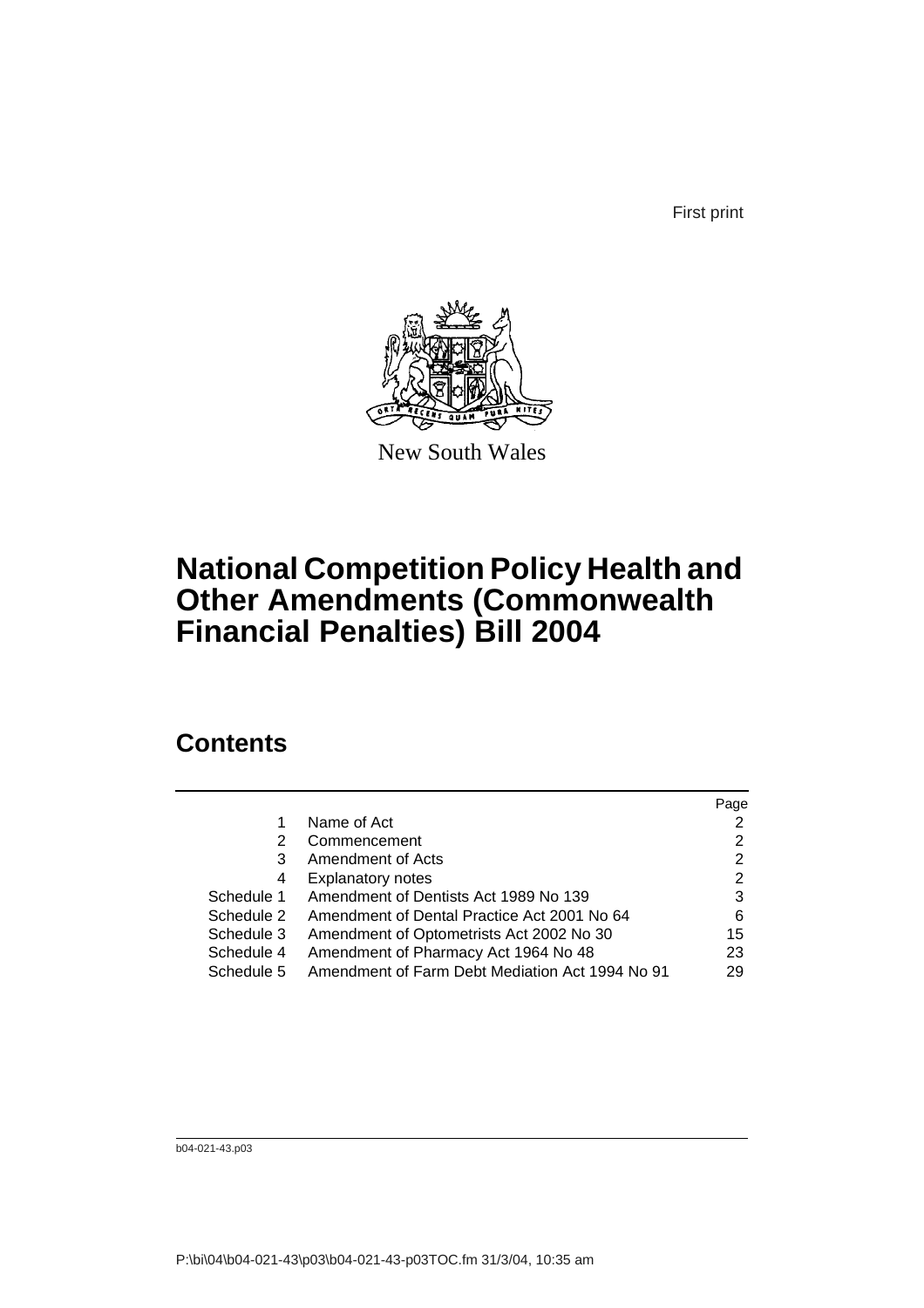First print

New South Wales

# National Competition Policy Health and Other Amendments (Commonwealth Financial Penalties) Bill 2004

## Contents

| | | Page |
|---|---|---|
| 1 | Name of Act | 2 |
| 2 | Commencement | 2 |
| 3 | Amendment of Acts | 2 |
| 4 | Explanatory notes | 2 |
| Schedule 1 | Amendment of Dentists Act 1989 No 139 | 3 |
| Schedule 2 | Amendment of Dental Practice Act 2001 No 64 | 6 |
| Schedule 3 | Amendment of Optometrists Act 2002 No 30 | 15 |
| Schedule 4 | Amendment of Pharmacy Act 1964 No 48 | 23 |
| Schedule 5 | Amendment of Farm Debt Mediation Act 1994 No 91 | 29 |

b04-021-43.p03

P:\bi\04\b04-021-43\p03\b04-021-43-p03TOC.fm 31/3/04, 10:35 am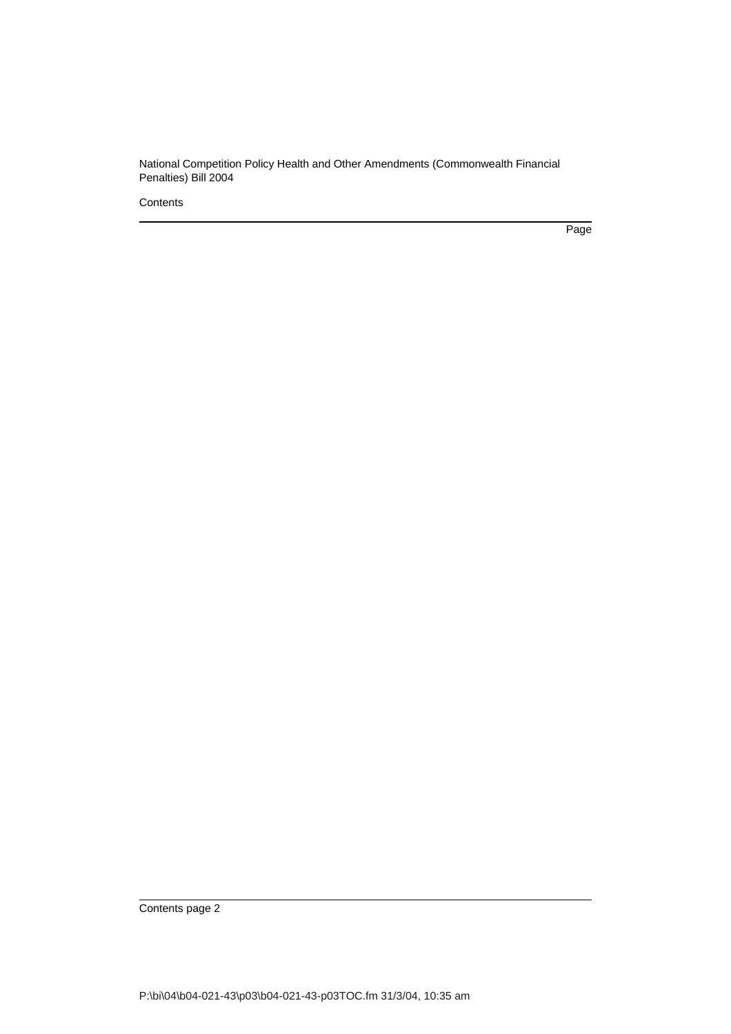National Competition Policy Health and Other Amendments (Commonwealth Financial Penalties) Bill 2004

Contents

Page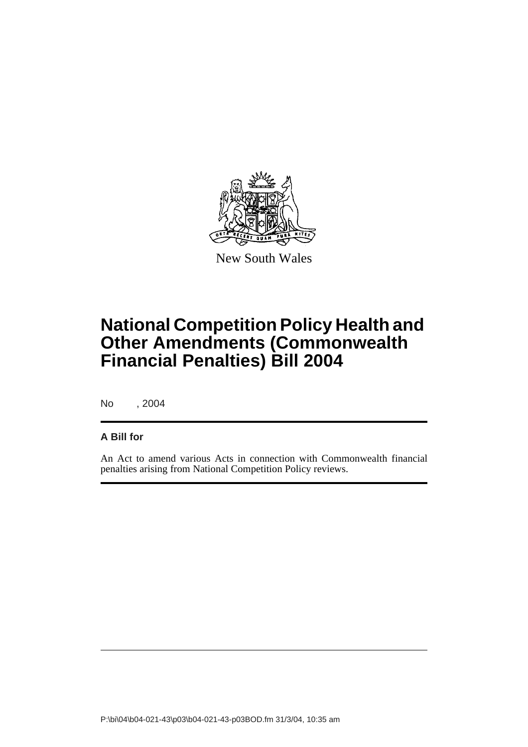New South Wales

# National Competition Policy Health and Other Amendments (Commonwealth Financial Penalties) Bill 2004

No , 2004

**A Bill for**

An Act to amend various Acts in connection with Commonwealth financial penalties arising from National Competition Policy reviews.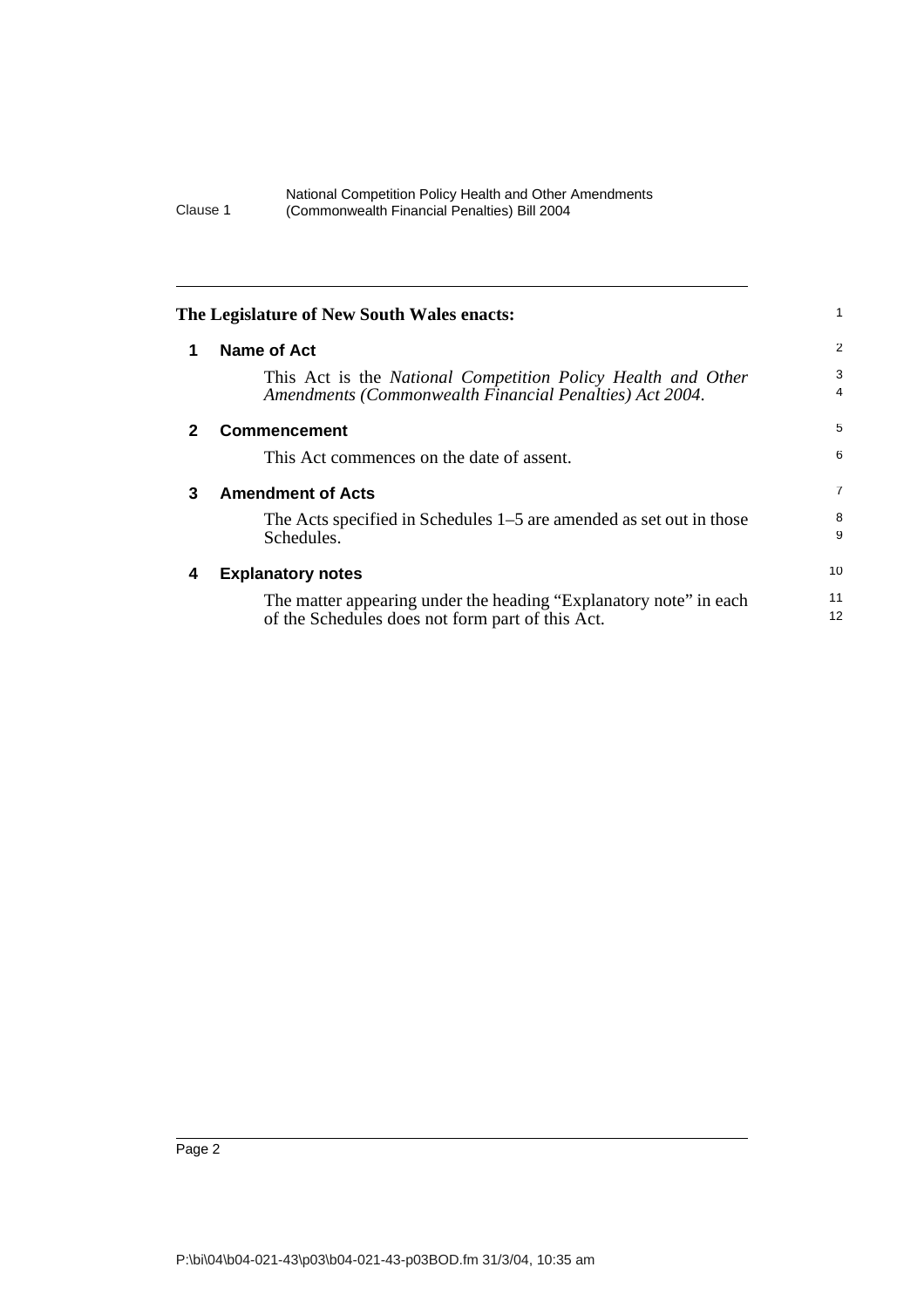**The Legislature of New South Wales enacts:**

## 1 Name of Act

This Act is the *National Competition Policy Health and Other Amendments (Commonwealth Financial Penalties) Act 2004*.

## 2 Commencement

This Act commences on the date of assent.

## 3 Amendment of Acts

The Acts specified in Schedules 1–5 are amended as set out in those Schedules.

## 4 Explanatory notes

The matter appearing under the heading “Explanatory note” in each of the Schedules does not form part of this Act.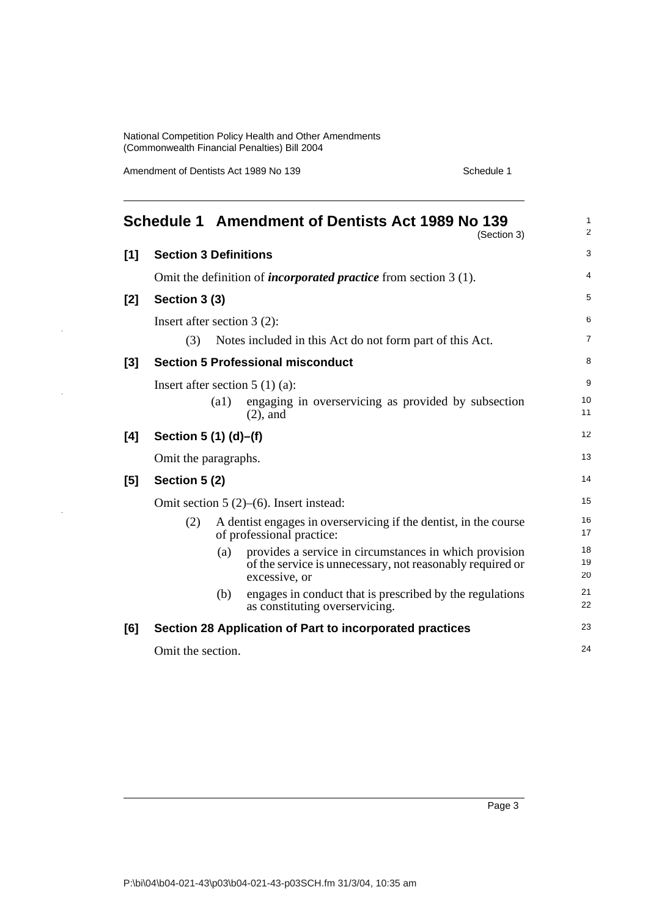## Schedule 1 Amendment of Dentists Act 1989 No 139

(Section 3)

**[1] Section 3 Definitions**

Omit the definition of ***incorporated practice*** from section 3 (1).

**[2] Section 3 (3)**

Insert after section 3 (2):

(3) Notes included in this Act do not form part of this Act.

**[3] Section 5 Professional misconduct**

Insert after section 5 (1) (a):

(a1) engaging in overservicing as provided by subsection (2), and

**[4] Section 5 (1) (d)–(f)**

Omit the paragraphs.

**[5] Section 5 (2)**

Omit section 5 (2)–(6). Insert instead:

(2) A dentist engages in overservicing if the dentist, in the course of professional practice:

(a) provides a service in circumstances in which provision of the service is unnecessary, not reasonably required or excessive, or

(b) engages in conduct that is prescribed by the regulations as constituting overservicing.

**[6] Section 28 Application of Part to incorporated practices**

Omit the section.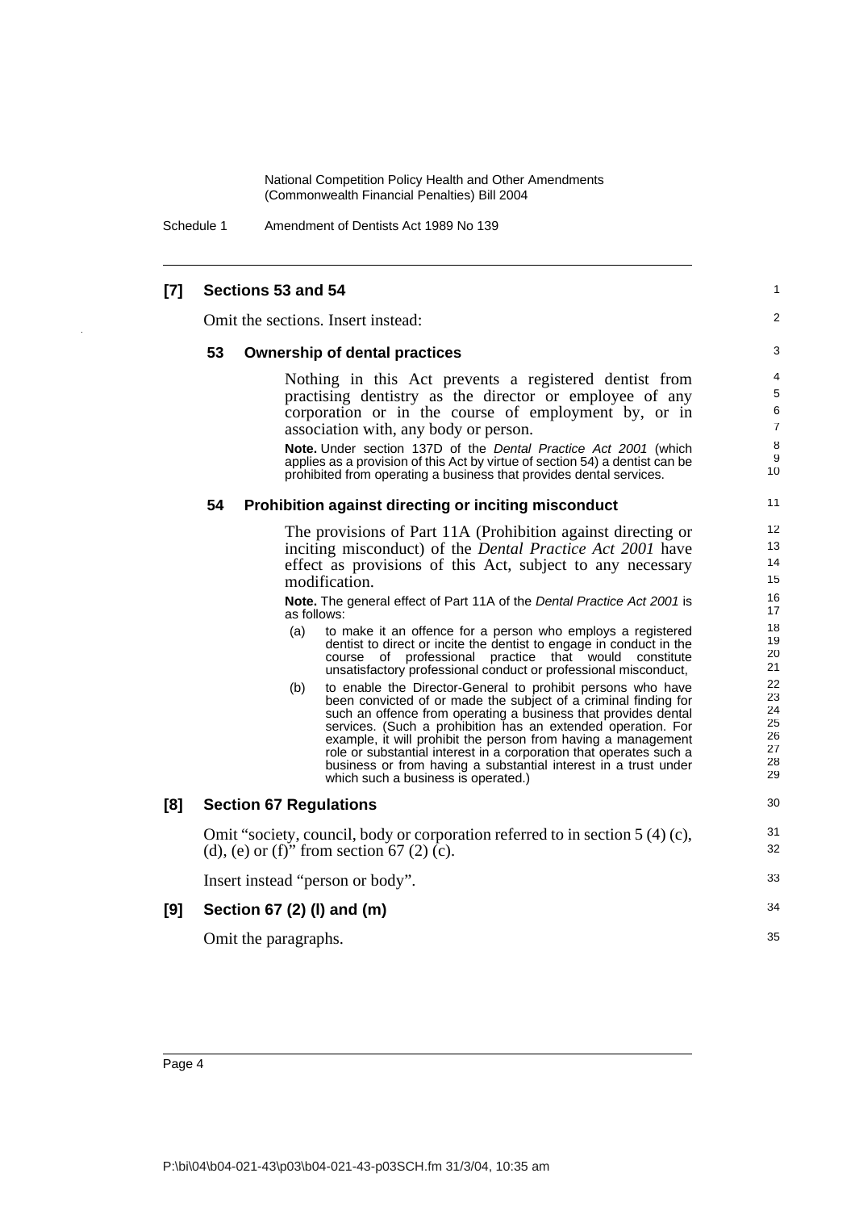### [7] Sections 53 and 54

Omit the sections. Insert instead:

#### 53 Ownership of dental practices

Nothing in this Act prevents a registered dentist from practising dentistry as the director or employee of any corporation or in the course of employment by, or in association with, any body or person.

**Note.** Under section 137D of the *Dental Practice Act 2001* (which applies as a provision of this Act by virtue of section 54) a dentist can be prohibited from operating a business that provides dental services.

#### 54 Prohibition against directing or inciting misconduct

The provisions of Part 11A (Prohibition against directing or inciting misconduct) of the *Dental Practice Act 2001* have effect as provisions of this Act, subject to any necessary modification.

**Note.** The general effect of Part 11A of the *Dental Practice Act 2001* is as follows:

(a) to make it an offence for a person who employs a registered dentist to direct or incite the dentist to engage in conduct in the course of professional practice that would constitute unsatisfactory professional conduct or professional misconduct,

(b) to enable the Director-General to prohibit persons who have been convicted of or made the subject of a criminal finding for such an offence from operating a business that provides dental services. (Such a prohibition has an extended operation. For example, it will prohibit the person from having a management role or substantial interest in a corporation that operates such a business or from having a substantial interest in a trust under which such a business is operated.)

### [8] Section 67 Regulations

Omit "society, council, body or corporation referred to in section 5 (4) (c), (d), (e) or (f)" from section 67 (2) (c).

Insert instead "person or body".

### [9] Section 67 (2) (l) and (m)

Omit the paragraphs.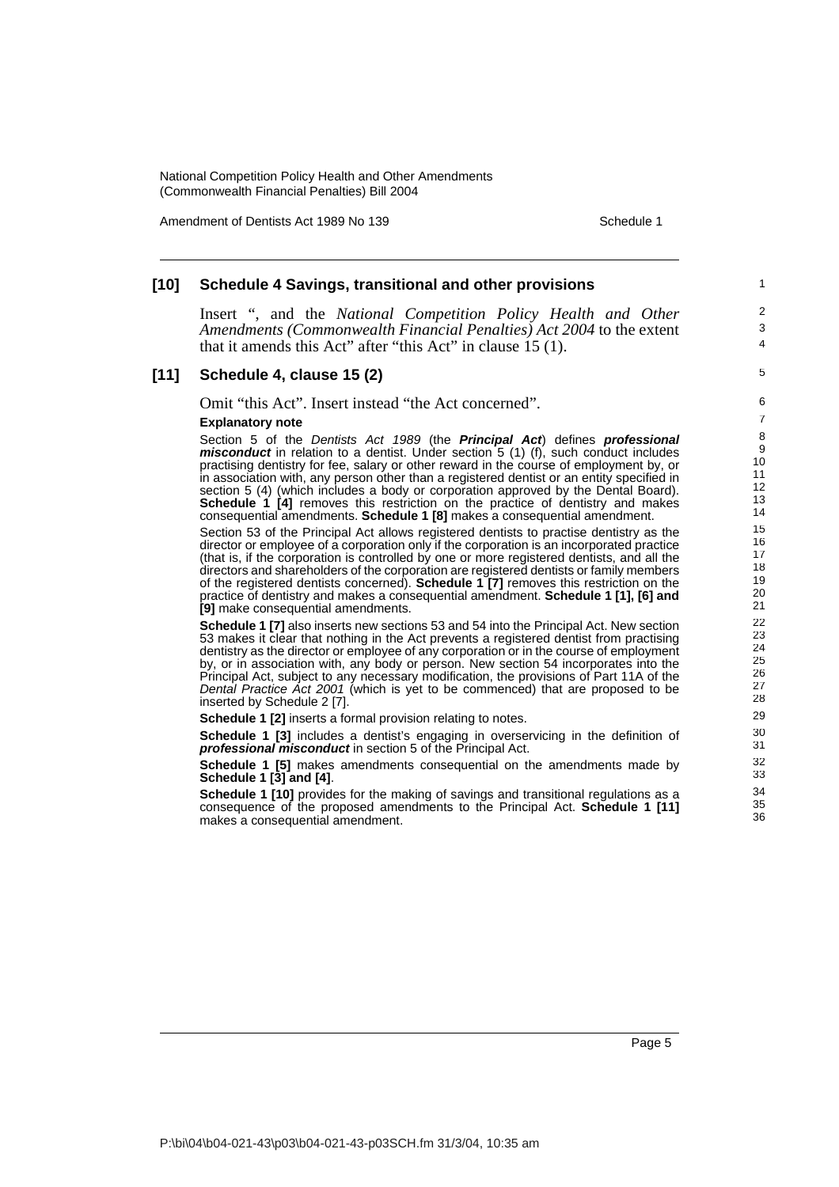## [10] Schedule 4 Savings, transitional and other provisions

Insert ", and the *National Competition Policy Health and Other Amendments (Commonwealth Financial Penalties) Act 2004* to the extent that it amends this Act" after "this Act" in clause 15 (1).

## [11] Schedule 4, clause 15 (2)

Omit "this Act". Insert instead "the Act concerned".

**Explanatory note**

Section 5 of the *Dentists Act 1989* (the ***Principal Act***) defines ***professional misconduct*** in relation to a dentist. Under section 5 (1) (f), such conduct includes practising dentistry for fee, salary or other reward in the course of employment by, or in association with, any person other than a registered dentist or an entity specified in section 5 (4) (which includes a body or corporation approved by the Dental Board). **Schedule 1 [4]** removes this restriction on the practice of dentistry and makes consequential amendments. **Schedule 1 [8]** makes a consequential amendment.

Section 53 of the Principal Act allows registered dentists to practise dentistry as the director or employee of a corporation only if the corporation is an incorporated practice (that is, if the corporation is controlled by one or more registered dentists, and all the directors and shareholders of the corporation are registered dentists or family members of the registered dentists concerned). **Schedule 1 [7]** removes this restriction on the practice of dentistry and makes a consequential amendment. **Schedule 1 [1], [6] and [9]** make consequential amendments.

**Schedule 1 [7]** also inserts new sections 53 and 54 into the Principal Act. New section 53 makes it clear that nothing in the Act prevents a registered dentist from practising dentistry as the director or employee of any corporation or in the course of employment by, or in association with, any body or person. New section 54 incorporates into the Principal Act, subject to any necessary modification, the provisions of Part 11A of the *Dental Practice Act 2001* (which is yet to be commenced) that are proposed to be inserted by Schedule 2 [7].

**Schedule 1 [2]** inserts a formal provision relating to notes.

**Schedule 1 [3]** includes a dentist's engaging in overservicing in the definition of ***professional misconduct*** in section 5 of the Principal Act.

**Schedule 1 [5]** makes amendments consequential on the amendments made by **Schedule 1 [3] and [4]**.

**Schedule 1 [10]** provides for the making of savings and transitional regulations as a consequence of the proposed amendments to the Principal Act. **Schedule 1 [11]** makes a consequential amendment.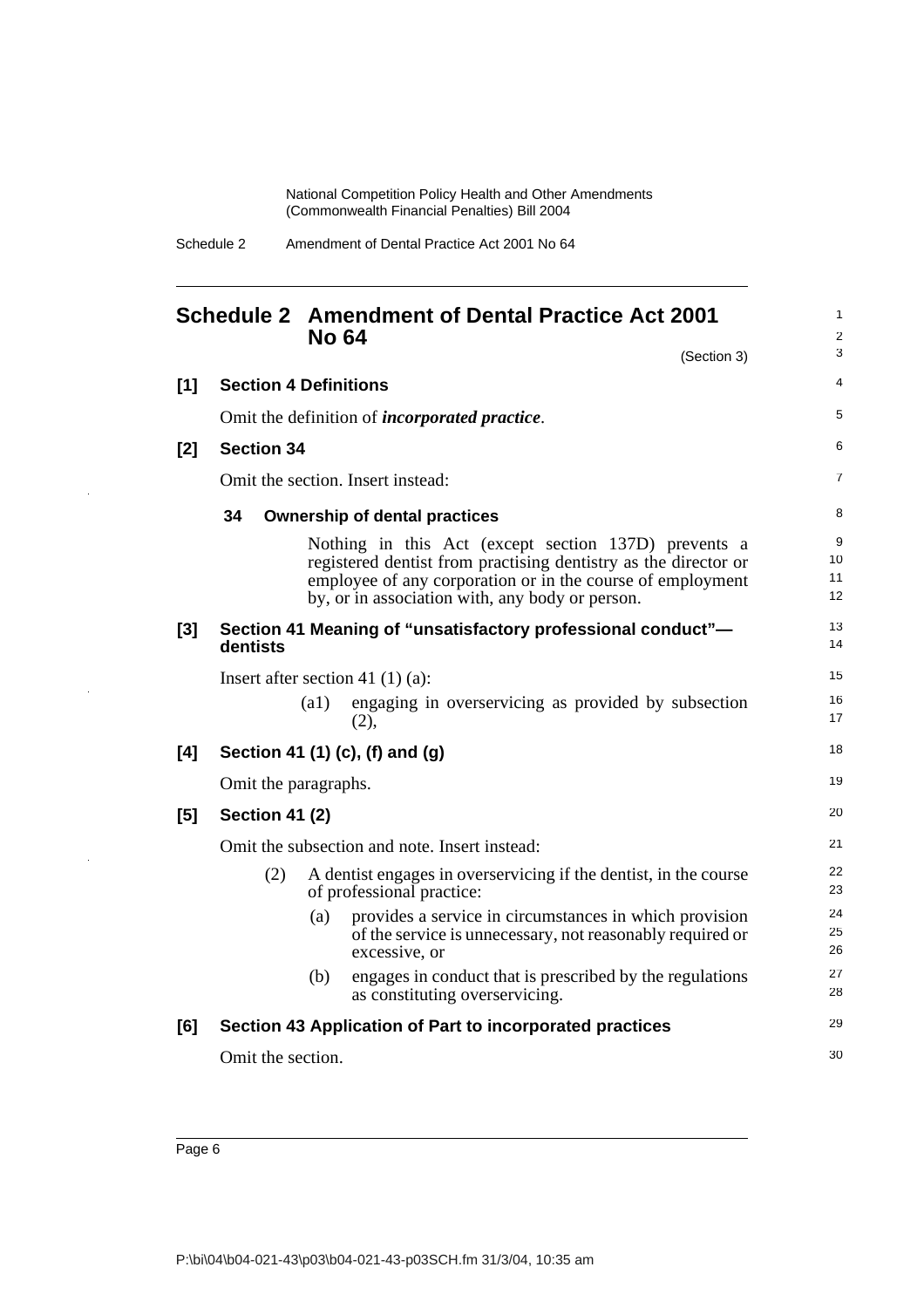# Schedule 2 Amendment of Dental Practice Act 2001 No 64

(Section 3)

**[1] Section 4 Definitions**

Omit the definition of ***incorporated practice***.

**[2] Section 34**

Omit the section. Insert instead:

**34 Ownership of dental practices**

Nothing in this Act (except section 137D) prevents a registered dentist from practising dentistry as the director or employee of any corporation or in the course of employment by, or in association with, any body or person.

**[3] Section 41 Meaning of "unsatisfactory professional conduct"—dentists**

Insert after section 41 (1) (a):

(a1) engaging in overservicing as provided by subsection (2),

**[4] Section 41 (1) (c), (f) and (g)**

Omit the paragraphs.

**[5] Section 41 (2)**

Omit the subsection and note. Insert instead:

(2) A dentist engages in overservicing if the dentist, in the course of professional practice:

(a) provides a service in circumstances in which provision of the service is unnecessary, not reasonably required or excessive, or

(b) engages in conduct that is prescribed by the regulations as constituting overservicing.

**[6] Section 43 Application of Part to incorporated practices**

Omit the section.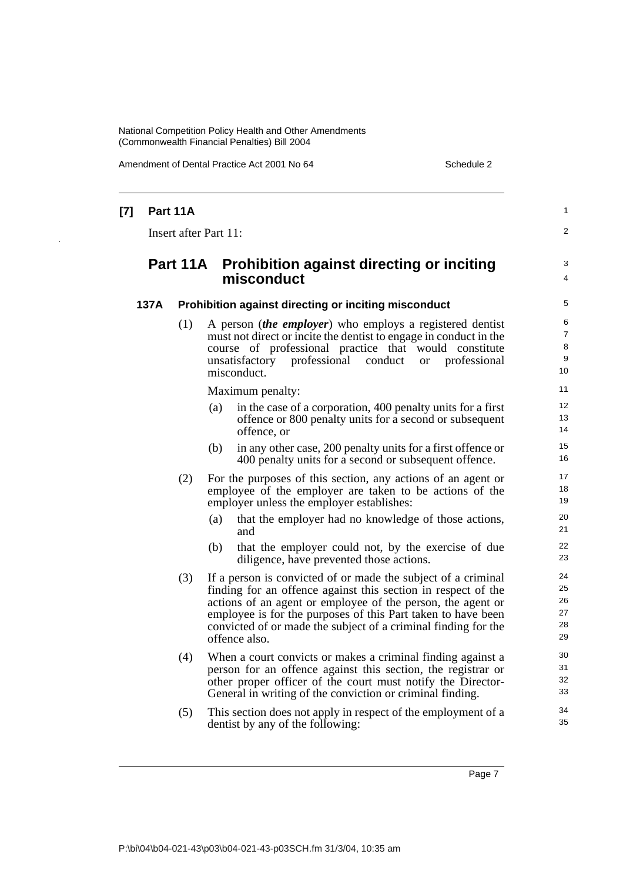**[7] Part 11A**

Insert after Part 11:

## Part 11A Prohibition against directing or inciting misconduct

### 137A Prohibition against directing or inciting misconduct

(1) A person (***the employer***) who employs a registered dentist must not direct or incite the dentist to engage in conduct in the course of professional practice that would constitute unsatisfactory professional conduct or professional misconduct.

Maximum penalty:

(a) in the case of a corporation, 400 penalty units for a first offence or 800 penalty units for a second or subsequent offence, or

(b) in any other case, 200 penalty units for a first offence or 400 penalty units for a second or subsequent offence.

(2) For the purposes of this section, any actions of an agent or employee of the employer are taken to be actions of the employer unless the employer establishes:

(a) that the employer had no knowledge of those actions, and

(b) that the employer could not, by the exercise of due diligence, have prevented those actions.

(3) If a person is convicted of or made the subject of a criminal finding for an offence against this section in respect of the actions of an agent or employee of the person, the agent or employee is for the purposes of this Part taken to have been convicted of or made the subject of a criminal finding for the offence also.

(4) When a court convicts or makes a criminal finding against a person for an offence against this section, the registrar or other proper officer of the court must notify the Director-General in writing of the conviction or criminal finding.

(5) This section does not apply in respect of the employment of a dentist by any of the following: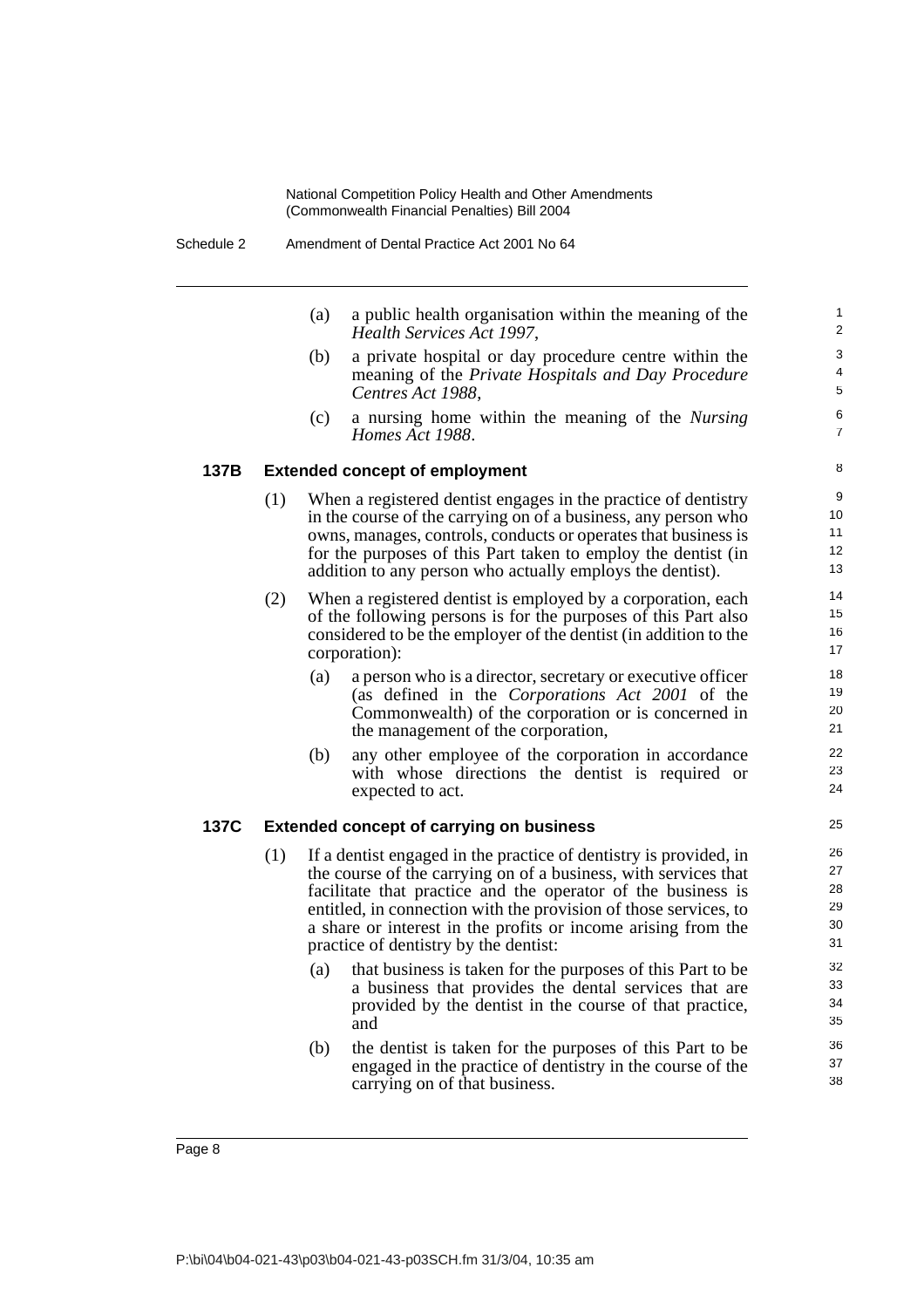(a) a public health organisation within the meaning of the *Health Services Act 1997*,

(b) a private hospital or day procedure centre within the meaning of the *Private Hospitals and Day Procedure Centres Act 1988*,

(c) a nursing home within the meaning of the *Nursing Homes Act 1988*.

### 137B Extended concept of employment

(1) When a registered dentist engages in the practice of dentistry in the course of the carrying on of a business, any person who owns, manages, controls, conducts or operates that business is for the purposes of this Part taken to employ the dentist (in addition to any person who actually employs the dentist).

(2) When a registered dentist is employed by a corporation, each of the following persons is for the purposes of this Part also considered to be the employer of the dentist (in addition to the corporation):

(a) a person who is a director, secretary or executive officer (as defined in the *Corporations Act 2001* of the Commonwealth) of the corporation or is concerned in the management of the corporation,

(b) any other employee of the corporation in accordance with whose directions the dentist is required or expected to act.

### 137C Extended concept of carrying on business

(1) If a dentist engaged in the practice of dentistry is provided, in the course of the carrying on of a business, with services that facilitate that practice and the operator of the business is entitled, in connection with the provision of those services, to a share or interest in the profits or income arising from the practice of dentistry by the dentist:

(a) that business is taken for the purposes of this Part to be a business that provides the dental services that are provided by the dentist in the course of that practice, and

(b) the dentist is taken for the purposes of this Part to be engaged in the practice of dentistry in the course of the carrying on of that business.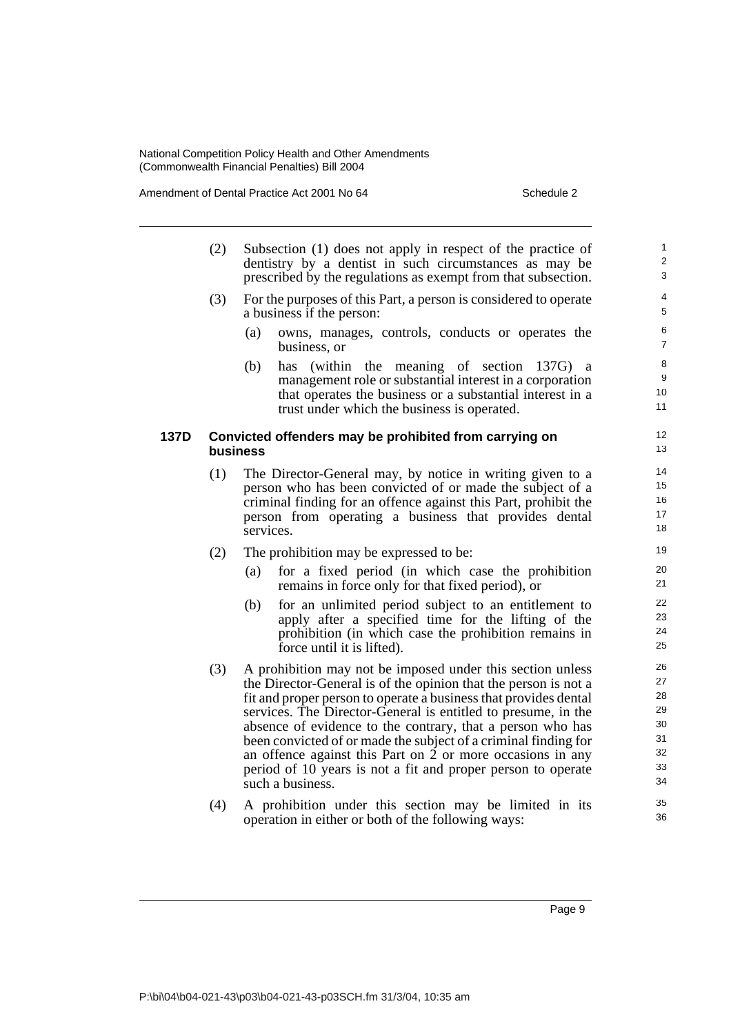(2) Subsection (1) does not apply in respect of the practice of dentistry by a dentist in such circumstances as may be prescribed by the regulations as exempt from that subsection.

(3) For the purposes of this Part, a person is considered to operate a business if the person:

(a) owns, manages, controls, conducts or operates the business, or

(b) has (within the meaning of section 137G) a management role or substantial interest in a corporation that operates the business or a substantial interest in a trust under which the business is operated.

**137D Convicted offenders may be prohibited from carrying on business**

(1) The Director-General may, by notice in writing given to a person who has been convicted of or made the subject of a criminal finding for an offence against this Part, prohibit the person from operating a business that provides dental services.

(2) The prohibition may be expressed to be:

(a) for a fixed period (in which case the prohibition remains in force only for that fixed period), or

(b) for an unlimited period subject to an entitlement to apply after a specified time for the lifting of the prohibition (in which case the prohibition remains in force until it is lifted).

(3) A prohibition may not be imposed under this section unless the Director-General is of the opinion that the person is not a fit and proper person to operate a business that provides dental services. The Director-General is entitled to presume, in the absence of evidence to the contrary, that a person who has been convicted of or made the subject of a criminal finding for an offence against this Part on 2 or more occasions in any period of 10 years is not a fit and proper person to operate such a business.

(4) A prohibition under this section may be limited in its operation in either or both of the following ways: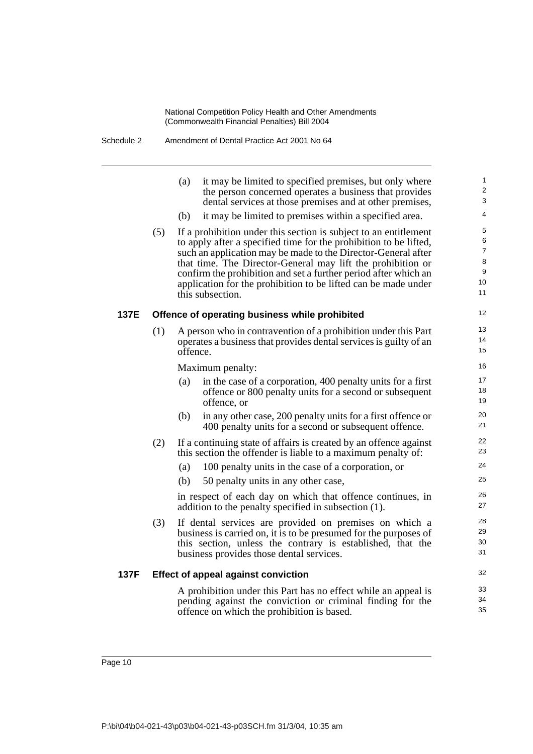(a) it may be limited to specified premises, but only where the person concerned operates a business that provides dental services at those premises and at other premises,

(b) it may be limited to premises within a specified area.

(5) If a prohibition under this section is subject to an entitlement to apply after a specified time for the prohibition to be lifted, such an application may be made to the Director-General after that time. The Director-General may lift the prohibition or confirm the prohibition and set a further period after which an application for the prohibition to be lifted can be made under this subsection.

### 137E Offence of operating business while prohibited

(1) A person who in contravention of a prohibition under this Part operates a business that provides dental services is guilty of an offence.

Maximum penalty:

(a) in the case of a corporation, 400 penalty units for a first offence or 800 penalty units for a second or subsequent offence, or

(b) in any other case, 200 penalty units for a first offence or 400 penalty units for a second or subsequent offence.

(2) If a continuing state of affairs is created by an offence against this section the offender is liable to a maximum penalty of:

(a) 100 penalty units in the case of a corporation, or

(b) 50 penalty units in any other case,

in respect of each day on which that offence continues, in addition to the penalty specified in subsection (1).

(3) If dental services are provided on premises on which a business is carried on, it is to be presumed for the purposes of this section, unless the contrary is established, that the business provides those dental services.

### 137F Effect of appeal against conviction

A prohibition under this Part has no effect while an appeal is pending against the conviction or criminal finding for the offence on which the prohibition is based.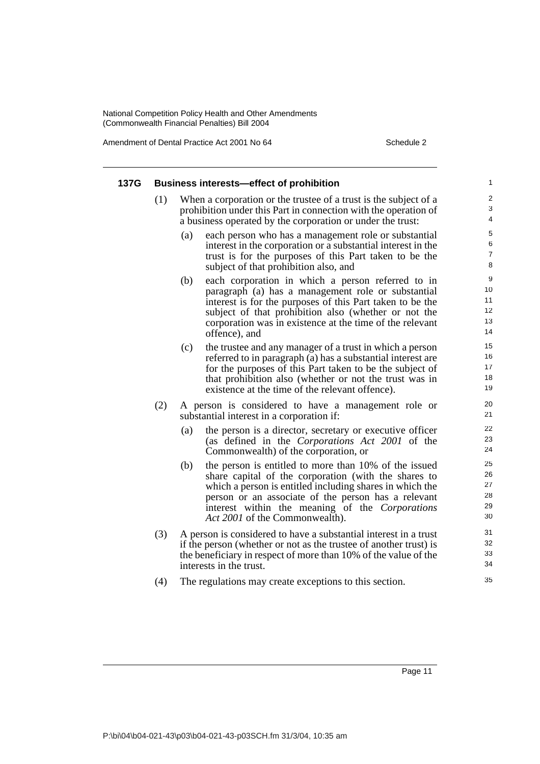### 137G Business interests—effect of prohibition

(1) When a corporation or the trustee of a trust is the subject of a prohibition under this Part in connection with the operation of a business operated by the corporation or under the trust:

- (a) each person who has a management role or substantial interest in the corporation or a substantial interest in the trust is for the purposes of this Part taken to be the subject of that prohibition also, and
- (b) each corporation in which a person referred to in paragraph (a) has a management role or substantial interest is for the purposes of this Part taken to be the subject of that prohibition also (whether or not the corporation was in existence at the time of the relevant offence), and
- (c) the trustee and any manager of a trust in which a person referred to in paragraph (a) has a substantial interest are for the purposes of this Part taken to be the subject of that prohibition also (whether or not the trust was in existence at the time of the relevant offence).

(2) A person is considered to have a management role or substantial interest in a corporation if:

- (a) the person is a director, secretary or executive officer (as defined in the *Corporations Act 2001* of the Commonwealth) of the corporation, or
- (b) the person is entitled to more than 10% of the issued share capital of the corporation (with the shares to which a person is entitled including shares in which the person or an associate of the person has a relevant interest within the meaning of the *Corporations Act 2001* of the Commonwealth).

(3) A person is considered to have a substantial interest in a trust if the person (whether or not as the trustee of another trust) is the beneficiary in respect of more than 10% of the value of the interests in the trust.

(4) The regulations may create exceptions to this section.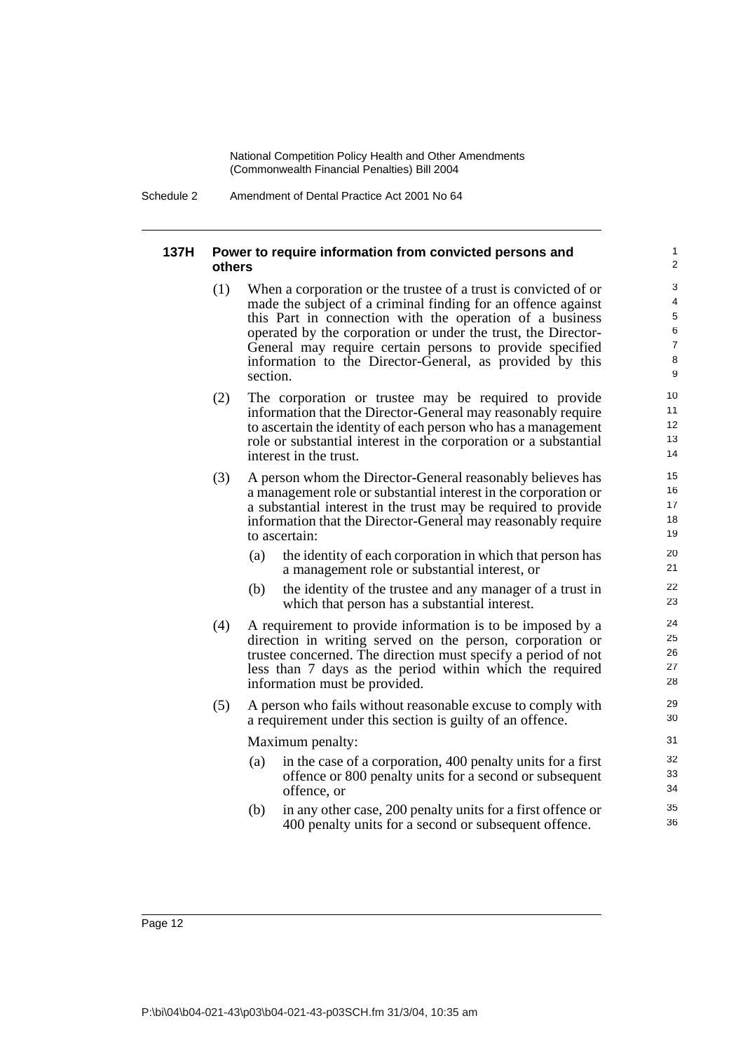### 137H Power to require information from convicted persons and others

(1) When a corporation or the trustee of a trust is convicted of or made the subject of a criminal finding for an offence against this Part in connection with the operation of a business operated by the corporation or under the trust, the Director-General may require certain persons to provide specified information to the Director-General, as provided by this section.

(2) The corporation or trustee may be required to provide information that the Director-General may reasonably require to ascertain the identity of each person who has a management role or substantial interest in the corporation or a substantial interest in the trust.

(3) A person whom the Director-General reasonably believes has a management role or substantial interest in the corporation or a substantial interest in the trust may be required to provide information that the Director-General may reasonably require to ascertain:

- (a) the identity of each corporation in which that person has a management role or substantial interest, or
- (b) the identity of the trustee and any manager of a trust in which that person has a substantial interest.

(4) A requirement to provide information is to be imposed by a direction in writing served on the person, corporation or trustee concerned. The direction must specify a period of not less than 7 days as the period within which the required information must be provided.

(5) A person who fails without reasonable excuse to comply with a requirement under this section is guilty of an offence.

Maximum penalty:

- (a) in the case of a corporation, 400 penalty units for a first offence or 800 penalty units for a second or subsequent offence, or
- (b) in any other case, 200 penalty units for a first offence or 400 penalty units for a second or subsequent offence.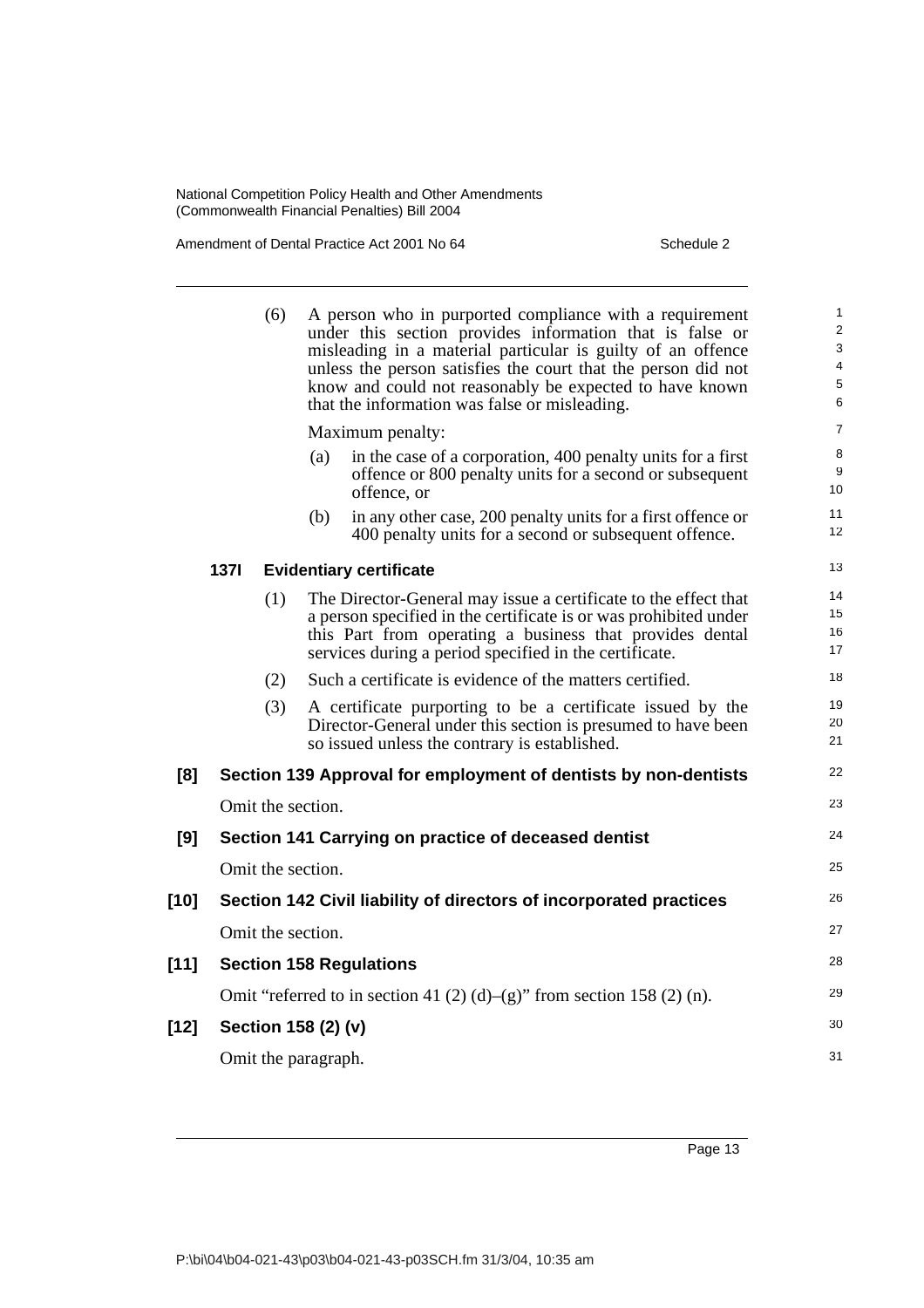(6) A person who in purported compliance with a requirement under this section provides information that is false or misleading in a material particular is guilty of an offence unless the person satisfies the court that the person did not know and could not reasonably be expected to have known that the information was false or misleading.

Maximum penalty:

(a) in the case of a corporation, 400 penalty units for a first offence or 800 penalty units for a second or subsequent offence, or

(b) in any other case, 200 penalty units for a first offence or 400 penalty units for a second or subsequent offence.

**137I Evidentiary certificate**

(1) The Director-General may issue a certificate to the effect that a person specified in the certificate is or was prohibited under this Part from operating a business that provides dental services during a period specified in the certificate.

(2) Such a certificate is evidence of the matters certified.

(3) A certificate purporting to be a certificate issued by the Director-General under this section is presumed to have been so issued unless the contrary is established.

**[8] Section 139 Approval for employment of dentists by non-dentists**

Omit the section.

**[9] Section 141 Carrying on practice of deceased dentist**

Omit the section.

**[10] Section 142 Civil liability of directors of incorporated practices**

Omit the section.

**[11] Section 158 Regulations**

Omit "referred to in section 41 (2) (d)–(g)" from section 158 (2) (n).

**[12] Section 158 (2) (v)**

Omit the paragraph.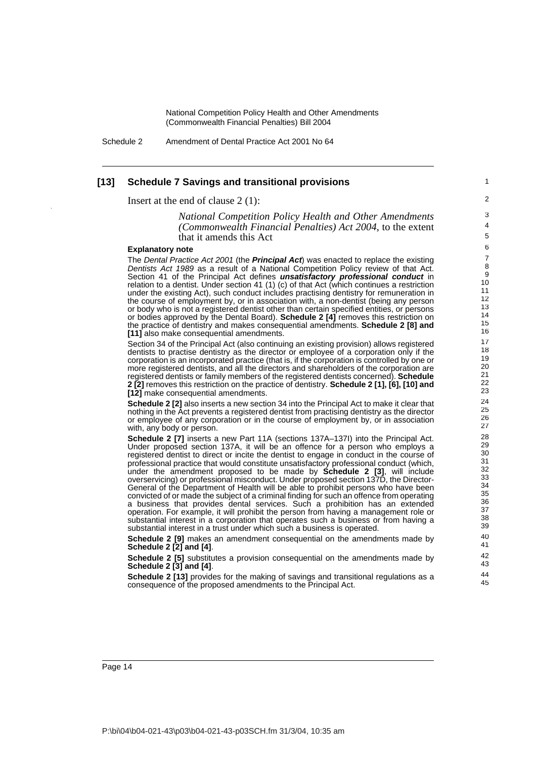## [13] Schedule 7 Savings and transitional provisions

Insert at the end of clause 2 (1):

> *National Competition Policy Health and Other Amendments (Commonwealth Financial Penalties) Act 2004*, to the extent that it amends this Act

### Explanatory note

The *Dental Practice Act 2001* (the ***Principal Act***) was enacted to replace the existing *Dentists Act 1989* as a result of a National Competition Policy review of that Act. Section 41 of the Principal Act defines ***unsatisfactory professional conduct*** in relation to a dentist. Under section 41 (1) (c) of that Act (which continues a restriction under the existing Act), such conduct includes practising dentistry for remuneration in the course of employment by, or in association with, a non-dentist (being any person or body who is not a registered dentist other than certain specified entities, or persons or bodies approved by the Dental Board). **Schedule 2 [4]** removes this restriction on the practice of dentistry and makes consequential amendments. **Schedule 2 [8] and [11]** also make consequential amendments.

Section 34 of the Principal Act (also continuing an existing provision) allows registered dentists to practise dentistry as the director or employee of a corporation only if the corporation is an incorporated practice (that is, if the corporation is controlled by one or more registered dentists, and all the directors and shareholders of the corporation are registered dentists or family members of the registered dentists concerned). **Schedule 2 [2]** removes this restriction on the practice of dentistry. **Schedule 2 [1], [6], [10] and [12]** make consequential amendments.

**Schedule 2 [2]** also inserts a new section 34 into the Principal Act to make it clear that nothing in the Act prevents a registered dentist from practising dentistry as the director or employee of any corporation or in the course of employment by, or in association with, any body or person.

**Schedule 2 [7]** inserts a new Part 11A (sections 137A–137I) into the Principal Act. Under proposed section 137A, it will be an offence for a person who employs a registered dentist to direct or incite the dentist to engage in conduct in the course of professional practice that would constitute unsatisfactory professional conduct (which, under the amendment proposed to be made by **Schedule 2 [3]**, will include overservicing) or professional misconduct. Under proposed section 137D, the Director-General of the Department of Health will be able to prohibit persons who have been convicted of or made the subject of a criminal finding for such an offence from operating a business that provides dental services. Such a prohibition has an extended operation. For example, it will prohibit the person from having a management role or substantial interest in a corporation that operates such a business or from having a substantial interest in a trust under which such a business is operated.

**Schedule 2 [9]** makes an amendment consequential on the amendments made by **Schedule 2 [2] and [4]**.

**Schedule 2 [5]** substitutes a provision consequential on the amendments made by **Schedule 2 [3] and [4]**.

**Schedule 2 [13]** provides for the making of savings and transitional regulations as a consequence of the proposed amendments to the Principal Act.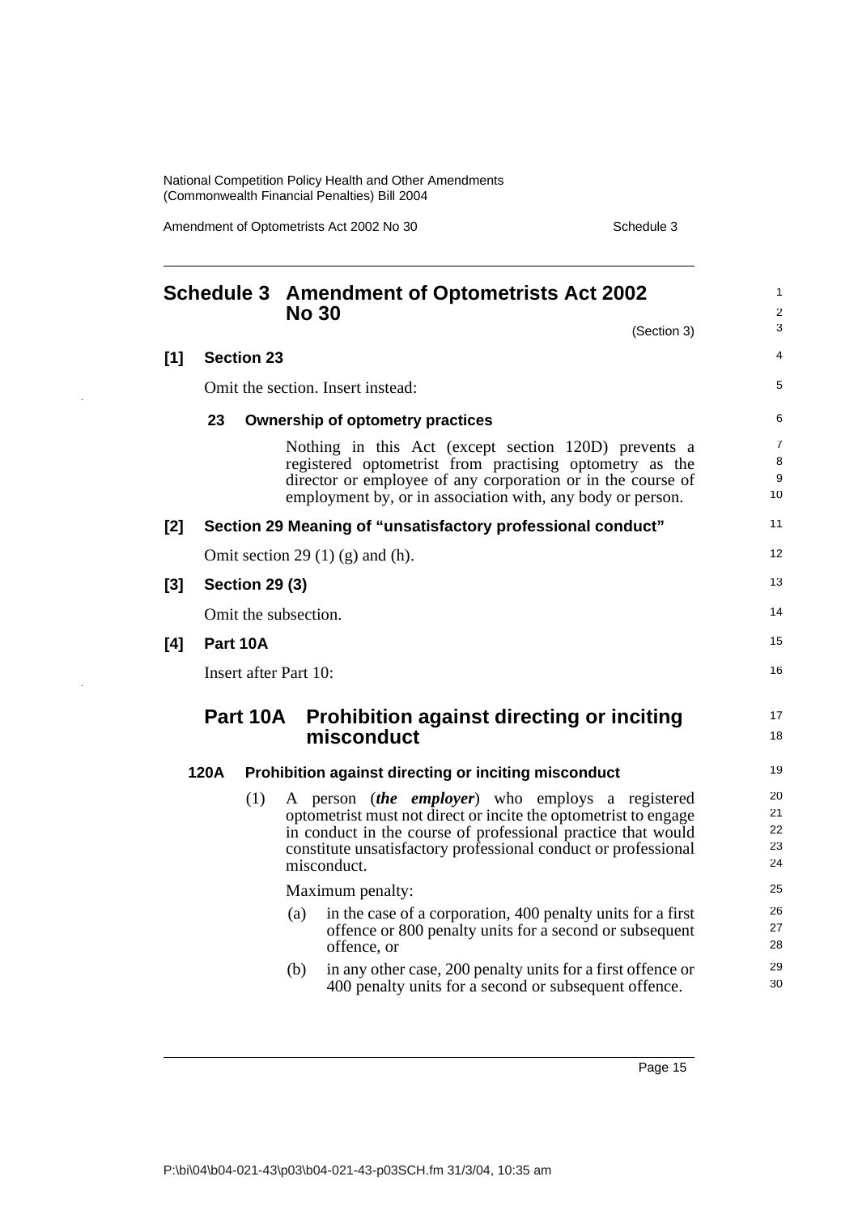## Schedule 3 Amendment of Optometrists Act 2002 No 30

(Section 3)

**[1] Section 23**

Omit the section. Insert instead:

**23 Ownership of optometry practices**

Nothing in this Act (except section 120D) prevents a registered optometrist from practising optometry as the director or employee of any corporation or in the course of employment by, or in association with, any body or person.

**[2] Section 29 Meaning of "unsatisfactory professional conduct"**

Omit section 29 (1) (g) and (h).

**[3] Section 29 (3)**

Omit the subsection.

**[4] Part 10A**

Insert after Part 10:

### Part 10A Prohibition against directing or inciting misconduct

**120A Prohibition against directing or inciting misconduct**

(1) A person (***the employer***) who employs a registered optometrist must not direct or incite the optometrist to engage in conduct in the course of professional practice that would constitute unsatisfactory professional conduct or professional misconduct.

Maximum penalty:

(a) in the case of a corporation, 400 penalty units for a first offence or 800 penalty units for a second or subsequent offence, or

(b) in any other case, 200 penalty units for a first offence or 400 penalty units for a second or subsequent offence.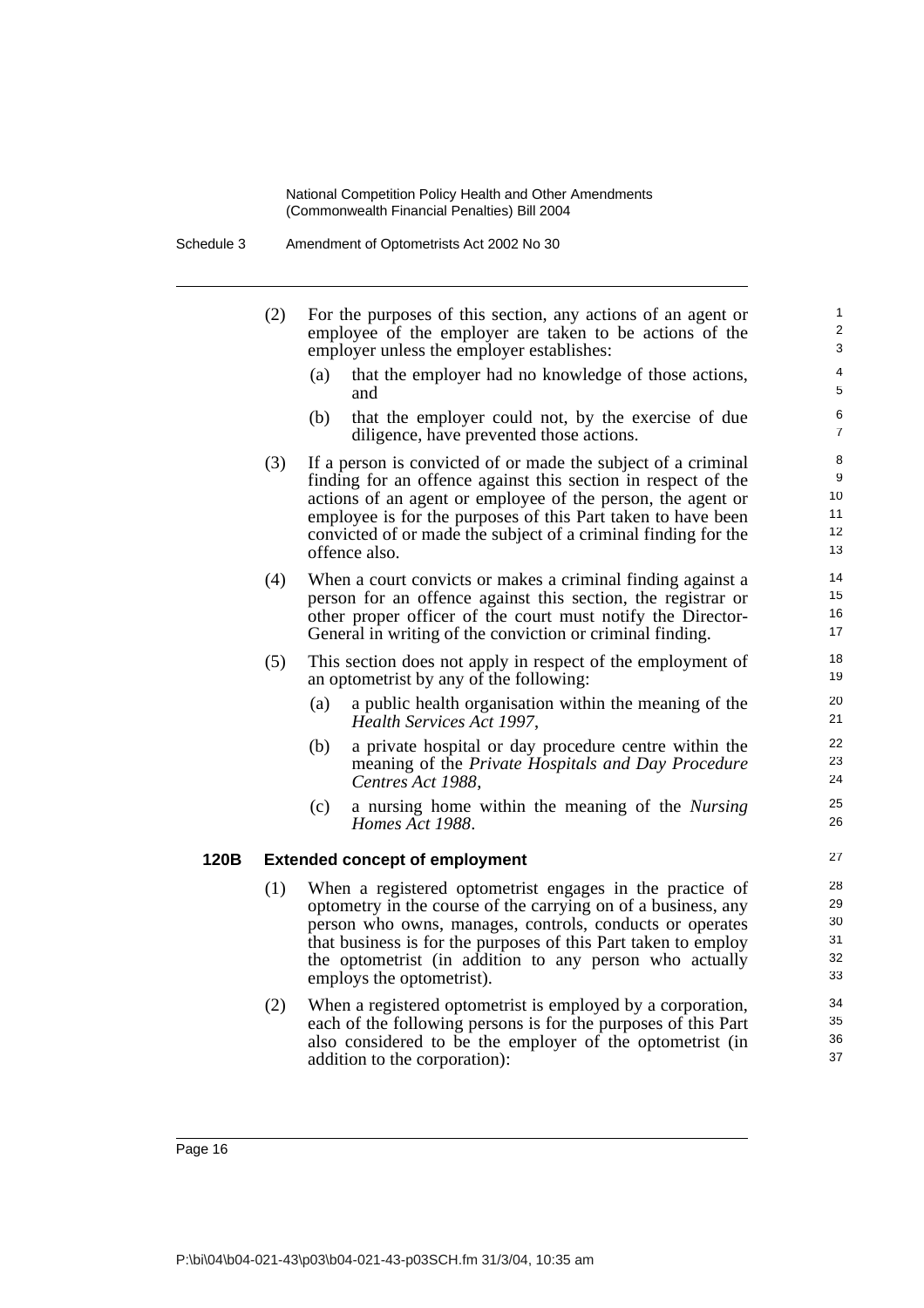(2) For the purposes of this section, any actions of an agent or employee of the employer are taken to be actions of the employer unless the employer establishes:

(a) that the employer had no knowledge of those actions, and

(b) that the employer could not, by the exercise of due diligence, have prevented those actions.

(3) If a person is convicted of or made the subject of a criminal finding for an offence against this section in respect of the actions of an agent or employee of the person, the agent or employee is for the purposes of this Part taken to have been convicted of or made the subject of a criminal finding for the offence also.

(4) When a court convicts or makes a criminal finding against a person for an offence against this section, the registrar or other proper officer of the court must notify the Director-General in writing of the conviction or criminal finding.

(5) This section does not apply in respect of the employment of an optometrist by any of the following:

(a) a public health organisation within the meaning of the *Health Services Act 1997*,

(b) a private hospital or day procedure centre within the meaning of the *Private Hospitals and Day Procedure Centres Act 1988*,

(c) a nursing home within the meaning of the *Nursing Homes Act 1988*.

### 120B Extended concept of employment

(1) When a registered optometrist engages in the practice of optometry in the course of the carrying on of a business, any person who owns, manages, controls, conducts or operates that business is for the purposes of this Part taken to employ the optometrist (in addition to any person who actually employs the optometrist).

(2) When a registered optometrist is employed by a corporation, each of the following persons is for the purposes of this Part also considered to be the employer of the optometrist (in addition to the corporation):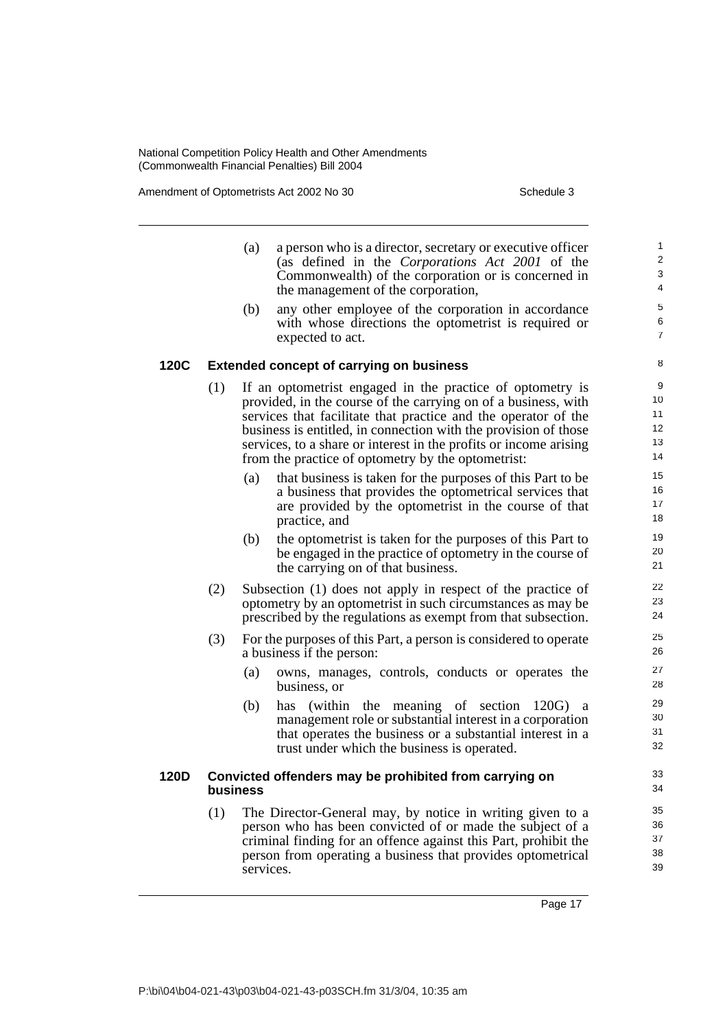(a) a person who is a director, secretary or executive officer (as defined in the *Corporations Act 2001* of the Commonwealth) of the corporation or is concerned in the management of the corporation,

(b) any other employee of the corporation in accordance with whose directions the optometrist is required or expected to act.

### 120C Extended concept of carrying on business

(1) If an optometrist engaged in the practice of optometry is provided, in the course of the carrying on of a business, with services that facilitate that practice and the operator of the business is entitled, in connection with the provision of those services, to a share or interest in the profits or income arising from the practice of optometry by the optometrist:

(a) that business is taken for the purposes of this Part to be a business that provides the optometrical services that are provided by the optometrist in the course of that practice, and

(b) the optometrist is taken for the purposes of this Part to be engaged in the practice of optometry in the course of the carrying on of that business.

(2) Subsection (1) does not apply in respect of the practice of optometry by an optometrist in such circumstances as may be prescribed by the regulations as exempt from that subsection.

(3) For the purposes of this Part, a person is considered to operate a business if the person:

(a) owns, manages, controls, conducts or operates the business, or

(b) has (within the meaning of section 120G) a management role or substantial interest in a corporation that operates the business or a substantial interest in a trust under which the business is operated.

### 120D Convicted offenders may be prohibited from carrying on business

(1) The Director-General may, by notice in writing given to a person who has been convicted of or made the subject of a criminal finding for an offence against this Part, prohibit the person from operating a business that provides optometrical services.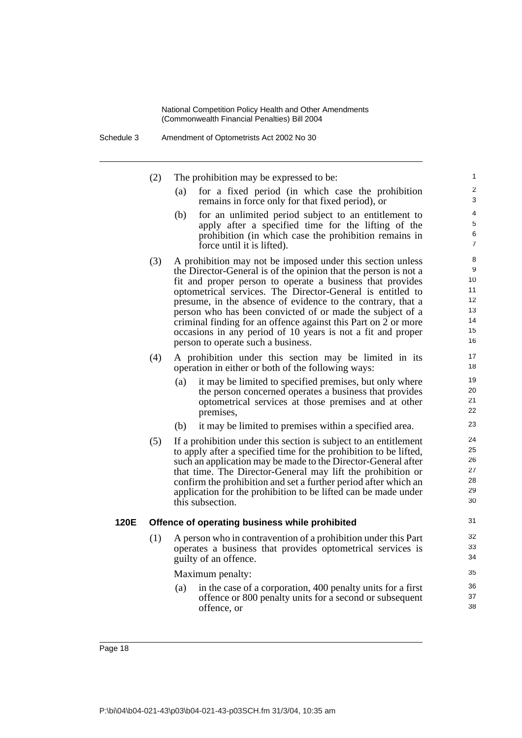(2) The prohibition may be expressed to be:

(a) for a fixed period (in which case the prohibition remains in force only for that fixed period), or

(b) for an unlimited period subject to an entitlement to apply after a specified time for the lifting of the prohibition (in which case the prohibition remains in force until it is lifted).

(3) A prohibition may not be imposed under this section unless the Director-General is of the opinion that the person is not a fit and proper person to operate a business that provides optometrical services. The Director-General is entitled to presume, in the absence of evidence to the contrary, that a person who has been convicted of or made the subject of a criminal finding for an offence against this Part on 2 or more occasions in any period of 10 years is not a fit and proper person to operate such a business.

(4) A prohibition under this section may be limited in its operation in either or both of the following ways:

(a) it may be limited to specified premises, but only where the person concerned operates a business that provides optometrical services at those premises and at other premises,

(b) it may be limited to premises within a specified area.

(5) If a prohibition under this section is subject to an entitlement to apply after a specified time for the prohibition to be lifted, such an application may be made to the Director-General after that time. The Director-General may lift the prohibition or confirm the prohibition and set a further period after which an application for the prohibition to be lifted can be made under this subsection.

### 120E Offence of operating business while prohibited

(1) A person who in contravention of a prohibition under this Part operates a business that provides optometrical services is guilty of an offence.

Maximum penalty:

(a) in the case of a corporation, 400 penalty units for a first offence or 800 penalty units for a second or subsequent offence, or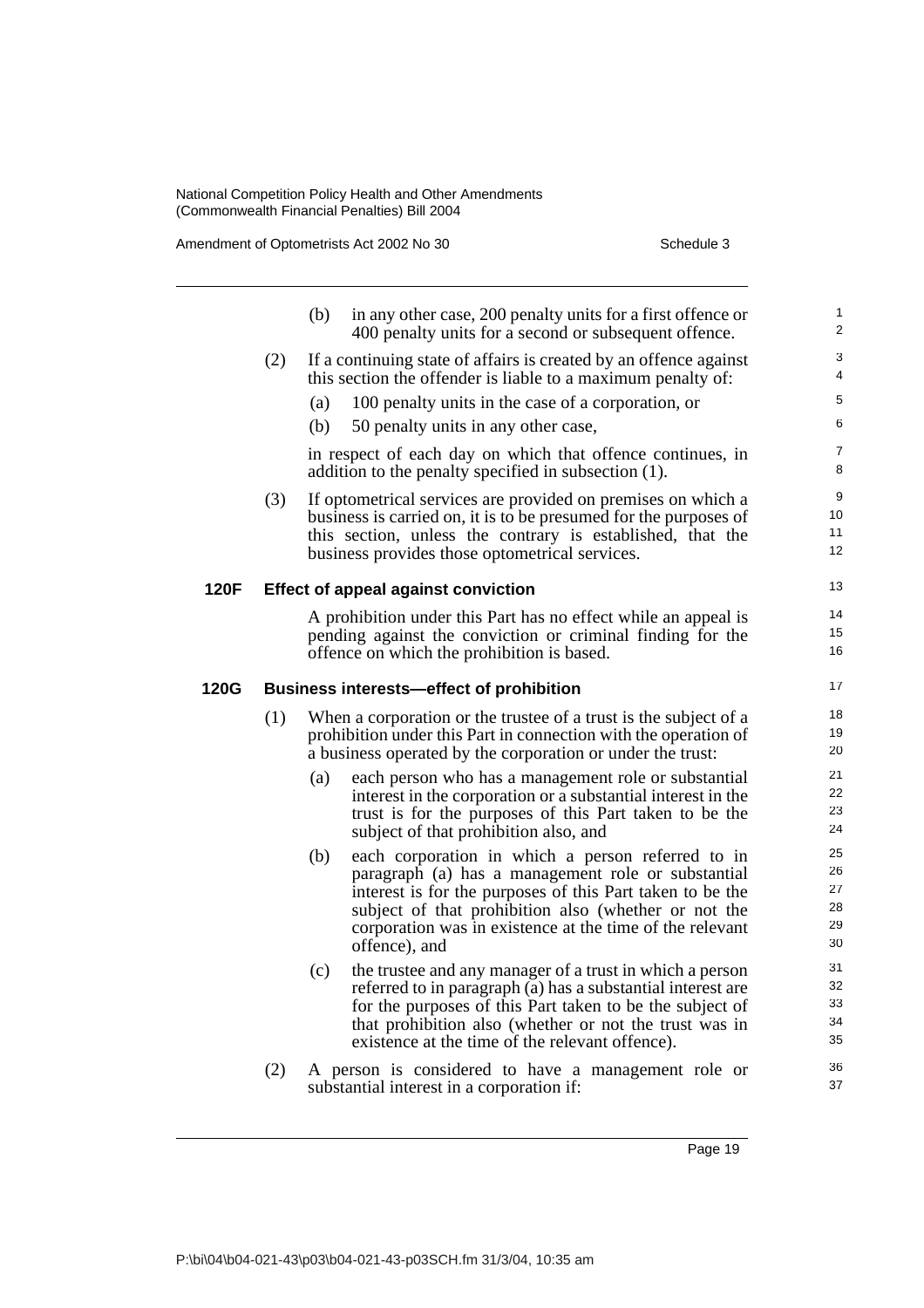(b) in any other case, 200 penalty units for a first offence or 400 penalty units for a second or subsequent offence.

(2) If a continuing state of affairs is created by an offence against this section the offender is liable to a maximum penalty of:

(a) 100 penalty units in the case of a corporation, or

(b) 50 penalty units in any other case,

in respect of each day on which that offence continues, in addition to the penalty specified in subsection (1).

(3) If optometrical services are provided on premises on which a business is carried on, it is to be presumed for the purposes of this section, unless the contrary is established, that the business provides those optometrical services.

**120F Effect of appeal against conviction**

A prohibition under this Part has no effect while an appeal is pending against the conviction or criminal finding for the offence on which the prohibition is based.

**120G Business interests—effect of prohibition**

(1) When a corporation or the trustee of a trust is the subject of a prohibition under this Part in connection with the operation of a business operated by the corporation or under the trust:

(a) each person who has a management role or substantial interest in the corporation or a substantial interest in the trust is for the purposes of this Part taken to be the subject of that prohibition also, and

(b) each corporation in which a person referred to in paragraph (a) has a management role or substantial interest is for the purposes of this Part taken to be the subject of that prohibition also (whether or not the corporation was in existence at the time of the relevant offence), and

(c) the trustee and any manager of a trust in which a person referred to in paragraph (a) has a substantial interest are for the purposes of this Part taken to be the subject of that prohibition also (whether or not the trust was in existence at the time of the relevant offence).

(2) A person is considered to have a management role or substantial interest in a corporation if: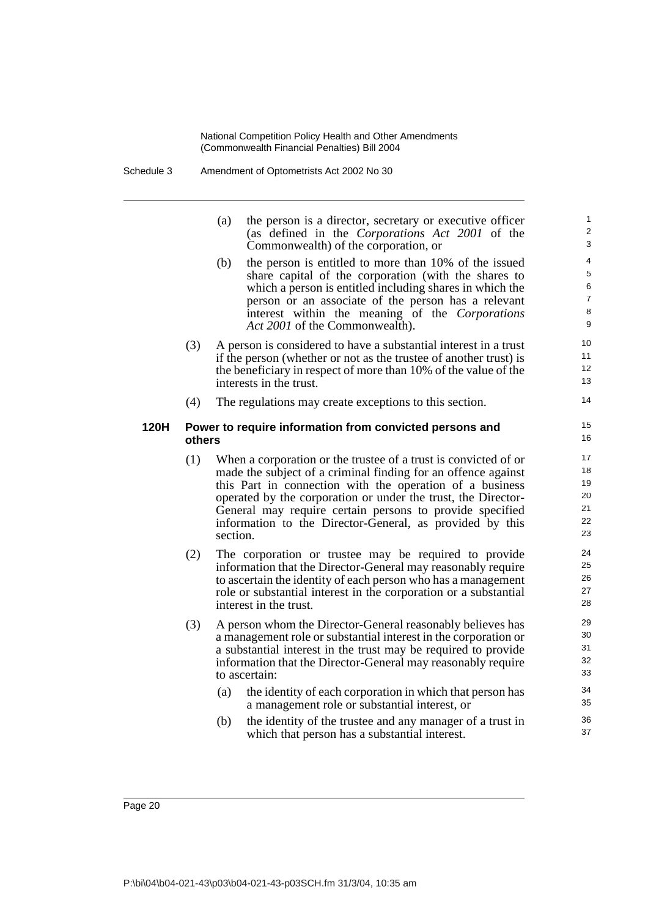(a) the person is a director, secretary or executive officer (as defined in the *Corporations Act 2001* of the Commonwealth) of the corporation, or

(b) the person is entitled to more than 10% of the issued share capital of the corporation (with the shares to which a person is entitled including shares in which the person or an associate of the person has a relevant interest within the meaning of the *Corporations Act 2001* of the Commonwealth).

(3) A person is considered to have a substantial interest in a trust if the person (whether or not as the trustee of another trust) is the beneficiary in respect of more than 10% of the value of the interests in the trust.

(4) The regulations may create exceptions to this section.

**120H Power to require information from convicted persons and others**

(1) When a corporation or the trustee of a trust is convicted of or made the subject of a criminal finding for an offence against this Part in connection with the operation of a business operated by the corporation or under the trust, the Director-General may require certain persons to provide specified information to the Director-General, as provided by this section.

(2) The corporation or trustee may be required to provide information that the Director-General may reasonably require to ascertain the identity of each person who has a management role or substantial interest in the corporation or a substantial interest in the trust.

(3) A person whom the Director-General reasonably believes has a management role or substantial interest in the corporation or a substantial interest in the trust may be required to provide information that the Director-General may reasonably require to ascertain:

(a) the identity of each corporation in which that person has a management role or substantial interest, or

(b) the identity of the trustee and any manager of a trust in which that person has a substantial interest.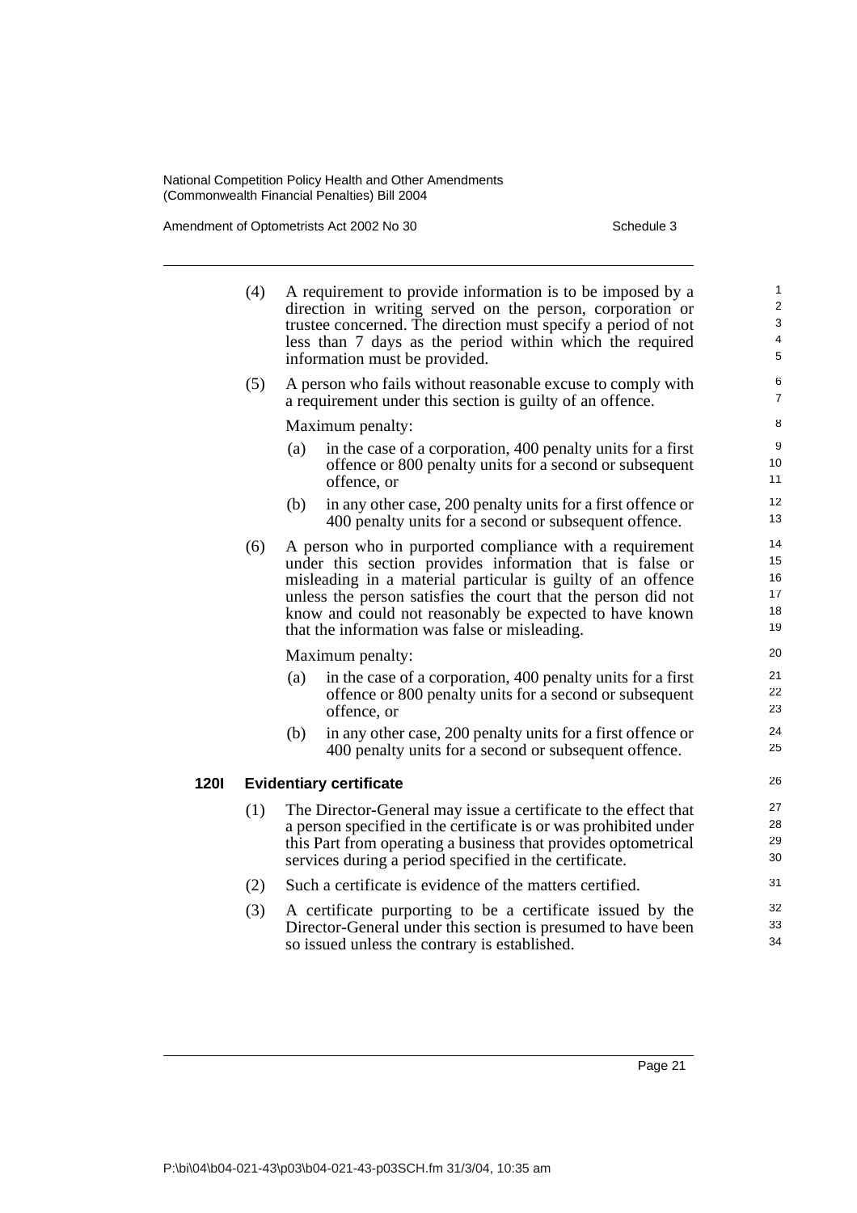(4) A requirement to provide information is to be imposed by a direction in writing served on the person, corporation or trustee concerned. The direction must specify a period of not less than 7 days as the period within which the required information must be provided.

(5) A person who fails without reasonable excuse to comply with a requirement under this section is guilty of an offence.

Maximum penalty:

(a) in the case of a corporation, 400 penalty units for a first offence or 800 penalty units for a second or subsequent offence, or

(b) in any other case, 200 penalty units for a first offence or 400 penalty units for a second or subsequent offence.

(6) A person who in purported compliance with a requirement under this section provides information that is false or misleading in a material particular is guilty of an offence unless the person satisfies the court that the person did not know and could not reasonably be expected to have known that the information was false or misleading.

Maximum penalty:

(a) in the case of a corporation, 400 penalty units for a first offence or 800 penalty units for a second or subsequent offence, or

(b) in any other case, 200 penalty units for a first offence or 400 penalty units for a second or subsequent offence.

### 120I Evidentiary certificate

(1) The Director-General may issue a certificate to the effect that a person specified in the certificate is or was prohibited under this Part from operating a business that provides optometrical services during a period specified in the certificate.

(2) Such a certificate is evidence of the matters certified.

(3) A certificate purporting to be a certificate issued by the Director-General under this section is presumed to have been so issued unless the contrary is established.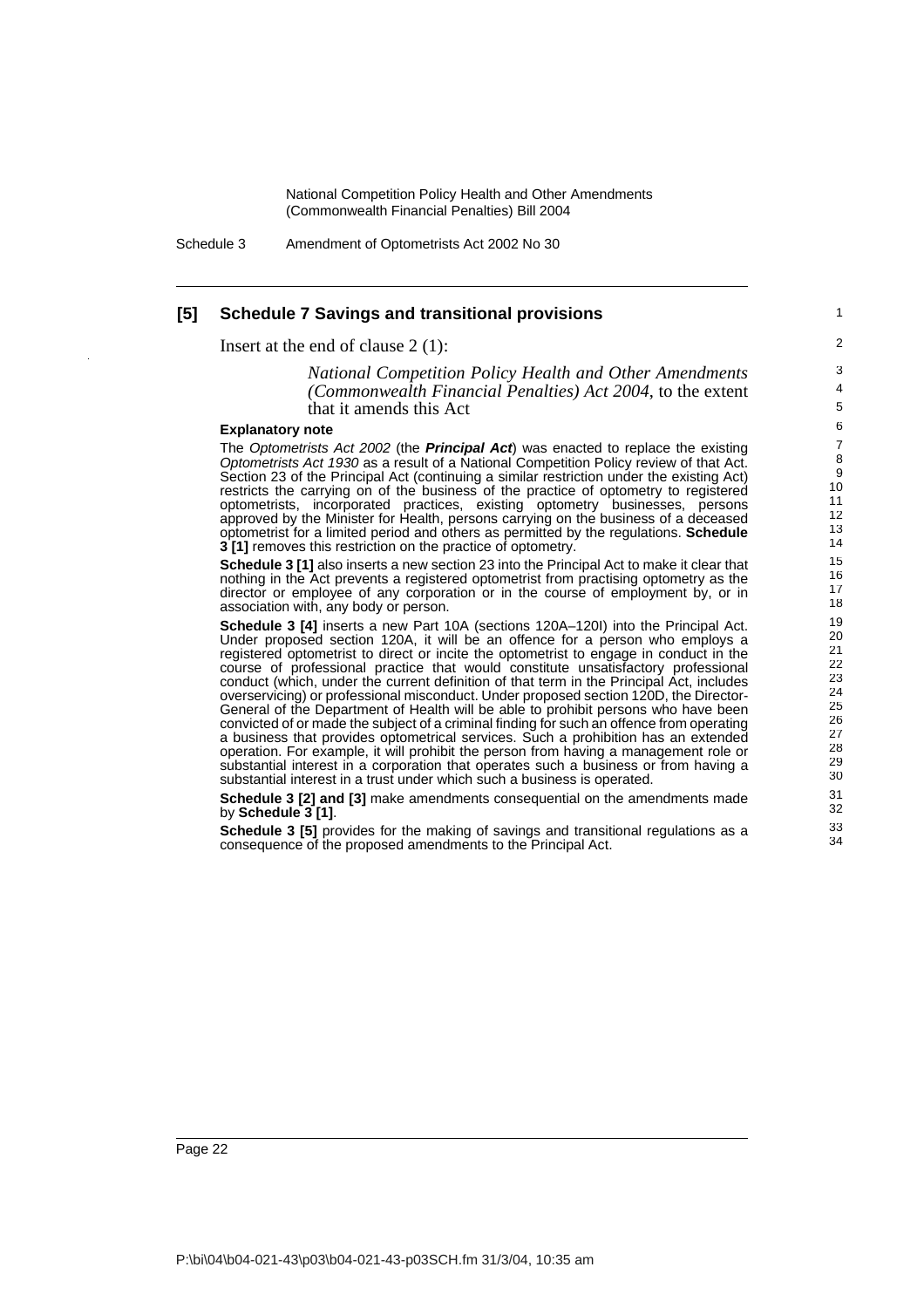## [5] Schedule 7 Savings and transitional provisions

Insert at the end of clause 2 (1):

> *National Competition Policy Health and Other Amendments (Commonwealth Financial Penalties) Act 2004*, to the extent that it amends this Act

**Explanatory note**

The *Optometrists Act 2002* (the ***Principal Act***) was enacted to replace the existing *Optometrists Act 1930* as a result of a National Competition Policy review of that Act. Section 23 of the Principal Act (continuing a similar restriction under the existing Act) restricts the carrying on of the business of the practice of optometry to registered optometrists, incorporated practices, existing optometry businesses, persons approved by the Minister for Health, persons carrying on the business of a deceased optometrist for a limited period and others as permitted by the regulations. **Schedule 3 [1]** removes this restriction on the practice of optometry.

**Schedule 3 [1]** also inserts a new section 23 into the Principal Act to make it clear that nothing in the Act prevents a registered optometrist from practising optometry as the director or employee of any corporation or in the course of employment by, or in association with, any body or person.

**Schedule 3 [4]** inserts a new Part 10A (sections 120A–120I) into the Principal Act. Under proposed section 120A, it will be an offence for a person who employs a registered optometrist to direct or incite the optometrist to engage in conduct in the course of professional practice that would constitute unsatisfactory professional conduct (which, under the current definition of that term in the Principal Act, includes overservicing) or professional misconduct. Under proposed section 120D, the Director-General of the Department of Health will be able to prohibit persons who have been convicted of or made the subject of a criminal finding for such an offence from operating a business that provides optometrical services. Such a prohibition has an extended operation. For example, it will prohibit the person from having a management role or substantial interest in a corporation that operates such a business or from having a substantial interest in a trust under which such a business is operated.

**Schedule 3 [2] and [3]** make amendments consequential on the amendments made by **Schedule 3 [1]**.

**Schedule 3 [5]** provides for the making of savings and transitional regulations as a consequence of the proposed amendments to the Principal Act.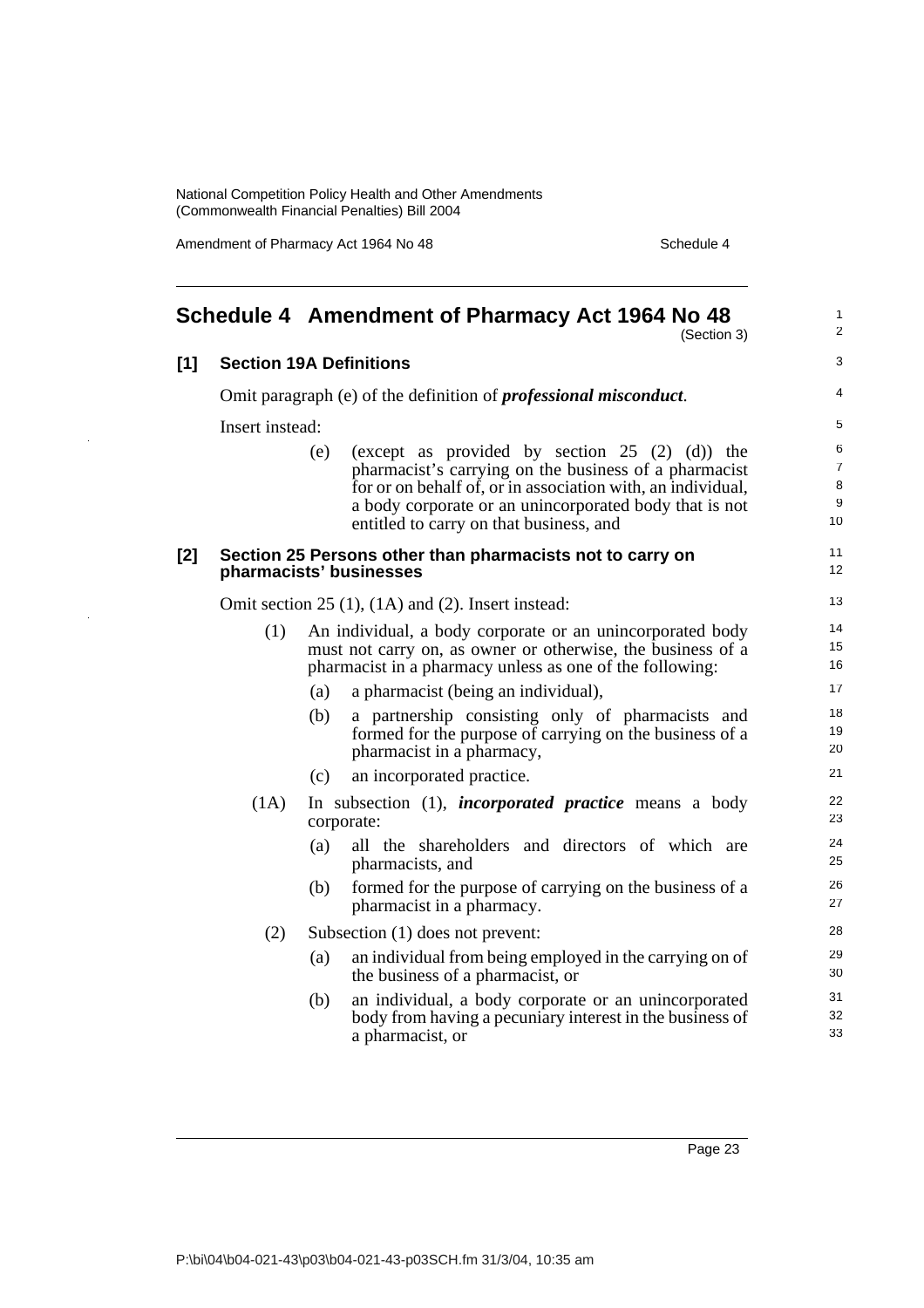# Schedule 4 Amendment of Pharmacy Act 1964 No 48

(Section 3)

## [1] Section 19A Definitions

Omit paragraph (e) of the definition of ***professional misconduct***.

Insert instead:

> (e) (except as provided by section 25 (2) (d)) the pharmacist's carrying on the business of a pharmacist for or on behalf of, or in association with, an individual, a body corporate or an unincorporated body that is not entitled to carry on that business, and

## [2] Section 25 Persons other than pharmacists not to carry on pharmacists' businesses

Omit section 25 (1), (1A) and (2). Insert instead:

> (1) An individual, a body corporate or an unincorporated body must not carry on, as owner or otherwise, the business of a pharmacist in a pharmacy unless as one of the following:
>
> (a) a pharmacist (being an individual),
>
> (b) a partnership consisting only of pharmacists and formed for the purpose of carrying on the business of a pharmacist in a pharmacy,
>
> (c) an incorporated practice.
>
> (1A) In subsection (1), ***incorporated practice*** means a body corporate:
>
> (a) all the shareholders and directors of which are pharmacists, and
>
> (b) formed for the purpose of carrying on the business of a pharmacist in a pharmacy.
>
> (2) Subsection (1) does not prevent:
>
> (a) an individual from being employed in the carrying on of the business of a pharmacist, or
>
> (b) an individual, a body corporate or an unincorporated body from having a pecuniary interest in the business of a pharmacist, or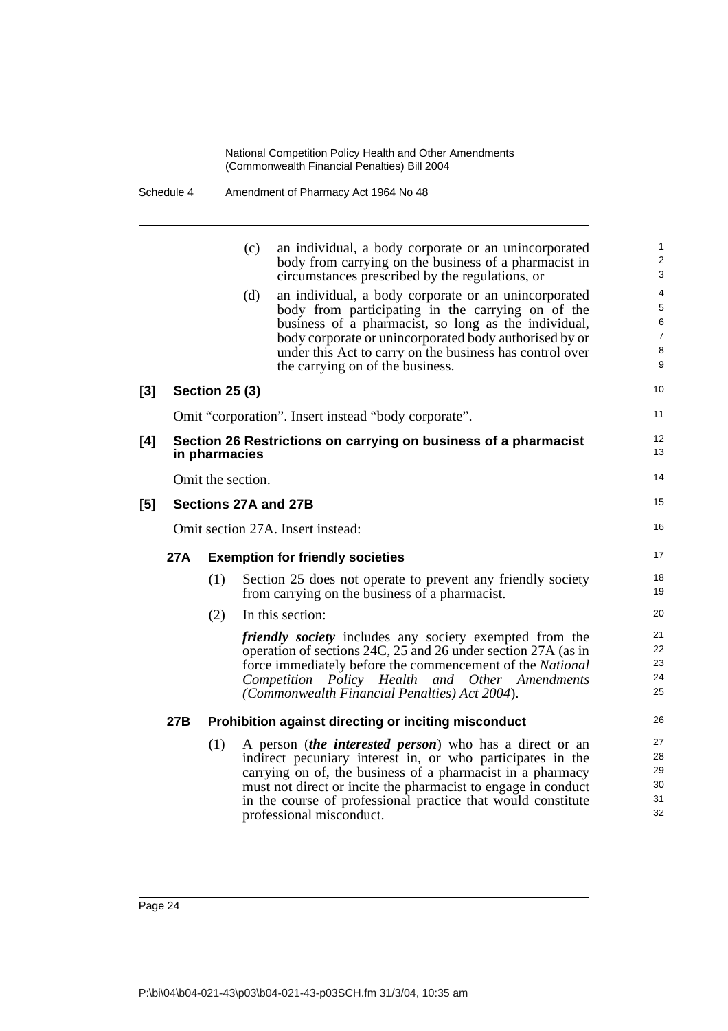(c) an individual, a body corporate or an unincorporated body from carrying on the business of a pharmacist in circumstances prescribed by the regulations, or

(d) an individual, a body corporate or an unincorporated body from participating in the carrying on of the business of a pharmacist, so long as the individual, body corporate or unincorporated body authorised by or under this Act to carry on the business has control over the carrying on of the business.

**[3] Section 25 (3)**

Omit "corporation". Insert instead "body corporate".

**[4] Section 26 Restrictions on carrying on business of a pharmacist in pharmacies**

Omit the section.

**[5] Sections 27A and 27B**

Omit section 27A. Insert instead:

**27A Exemption for friendly societies**

(1) Section 25 does not operate to prevent any friendly society from carrying on the business of a pharmacist.

(2) In this section:

***friendly society*** includes any society exempted from the operation of sections 24C, 25 and 26 under section 27A (as in force immediately before the commencement of the *National Competition Policy Health and Other Amendments (Commonwealth Financial Penalties) Act 2004*).

**27B Prohibition against directing or inciting misconduct**

(1) A person (***the interested person***) who has a direct or an indirect pecuniary interest in, or who participates in the carrying on of, the business of a pharmacist in a pharmacy must not direct or incite the pharmacist to engage in conduct in the course of professional practice that would constitute professional misconduct.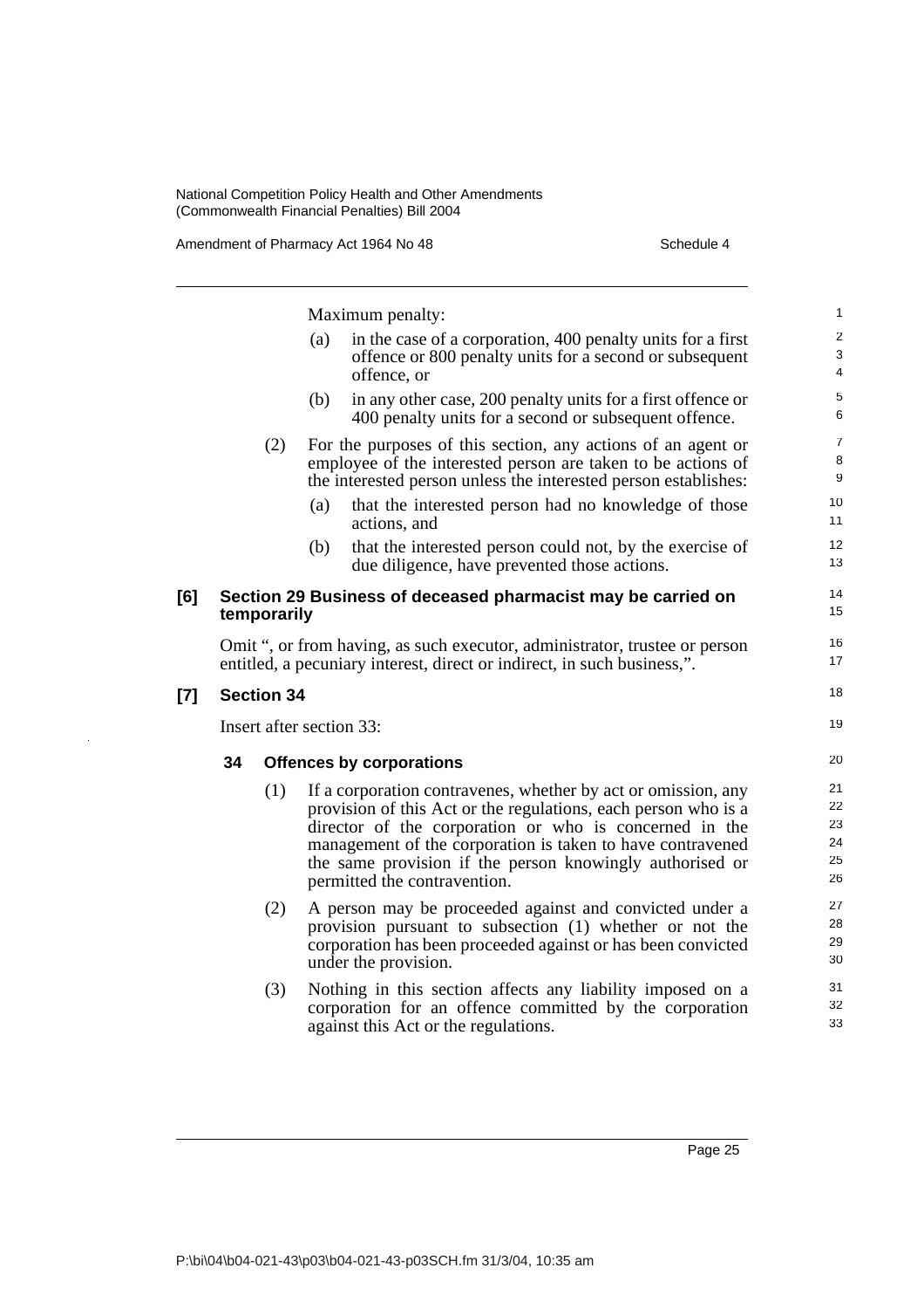Maximum penalty:

(a) in the case of a corporation, 400 penalty units for a first offence or 800 penalty units for a second or subsequent offence, or

(b) in any other case, 200 penalty units for a first offence or 400 penalty units for a second or subsequent offence.

(2) For the purposes of this section, any actions of an agent or employee of the interested person are taken to be actions of the interested person unless the interested person establishes:

(a) that the interested person had no knowledge of those actions, and

(b) that the interested person could not, by the exercise of due diligence, have prevented those actions.

### [6] Section 29 Business of deceased pharmacist may be carried on temporarily

Omit ", or from having, as such executor, administrator, trustee or person entitled, a pecuniary interest, direct or indirect, in such business,".

### [7] Section 34

Insert after section 33:

#### 34 Offences by corporations

(1) If a corporation contravenes, whether by act or omission, any provision of this Act or the regulations, each person who is a director of the corporation or who is concerned in the management of the corporation is taken to have contravened the same provision if the person knowingly authorised or permitted the contravention.

(2) A person may be proceeded against and convicted under a provision pursuant to subsection (1) whether or not the corporation has been proceeded against or has been convicted under the provision.

(3) Nothing in this section affects any liability imposed on a corporation for an offence committed by the corporation against this Act or the regulations.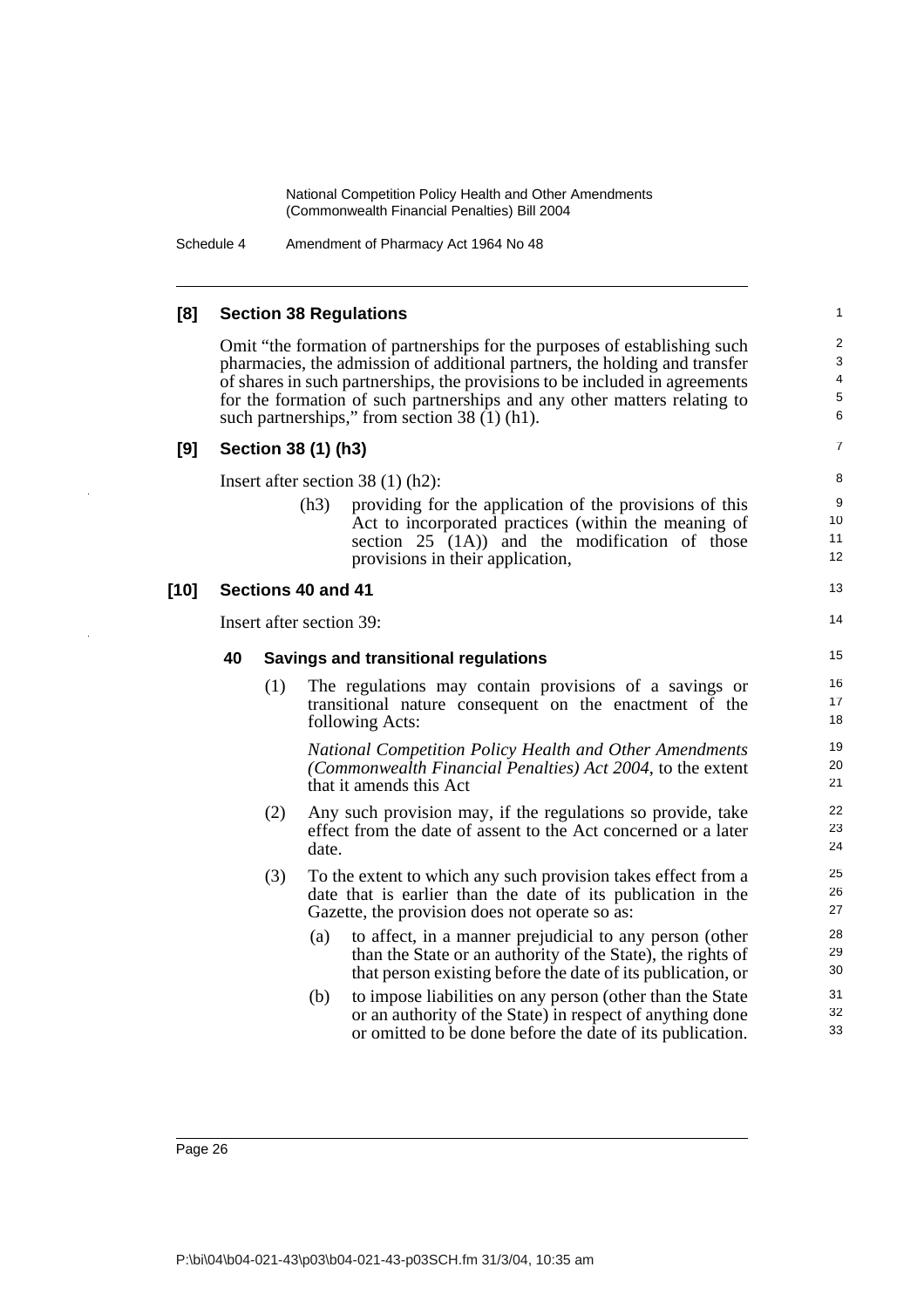## [8] Section 38 Regulations

Omit "the formation of partnerships for the purposes of establishing such pharmacies, the admission of additional partners, the holding and transfer of shares in such partnerships, the provisions to be included in agreements for the formation of such partnerships and any other matters relating to such partnerships," from section 38 (1) (h1).

## [9] Section 38 (1) (h3)

Insert after section 38 (1) (h2):

> (h3) providing for the application of the provisions of this Act to incorporated practices (within the meaning of section 25 (1A)) and the modification of those provisions in their application,

## [10] Sections 40 and 41

Insert after section 39:

### 40 Savings and transitional regulations

(1) The regulations may contain provisions of a savings or transitional nature consequent on the enactment of the following Acts:

*National Competition Policy Health and Other Amendments (Commonwealth Financial Penalties) Act 2004*, to the extent that it amends this Act

(2) Any such provision may, if the regulations so provide, take effect from the date of assent to the Act concerned or a later date.

(3) To the extent to which any such provision takes effect from a date that is earlier than the date of its publication in the Gazette, the provision does not operate so as:

- (a) to affect, in a manner prejudicial to any person (other than the State or an authority of the State), the rights of that person existing before the date of its publication, or
- (b) to impose liabilities on any person (other than the State or an authority of the State) in respect of anything done or omitted to be done before the date of its publication.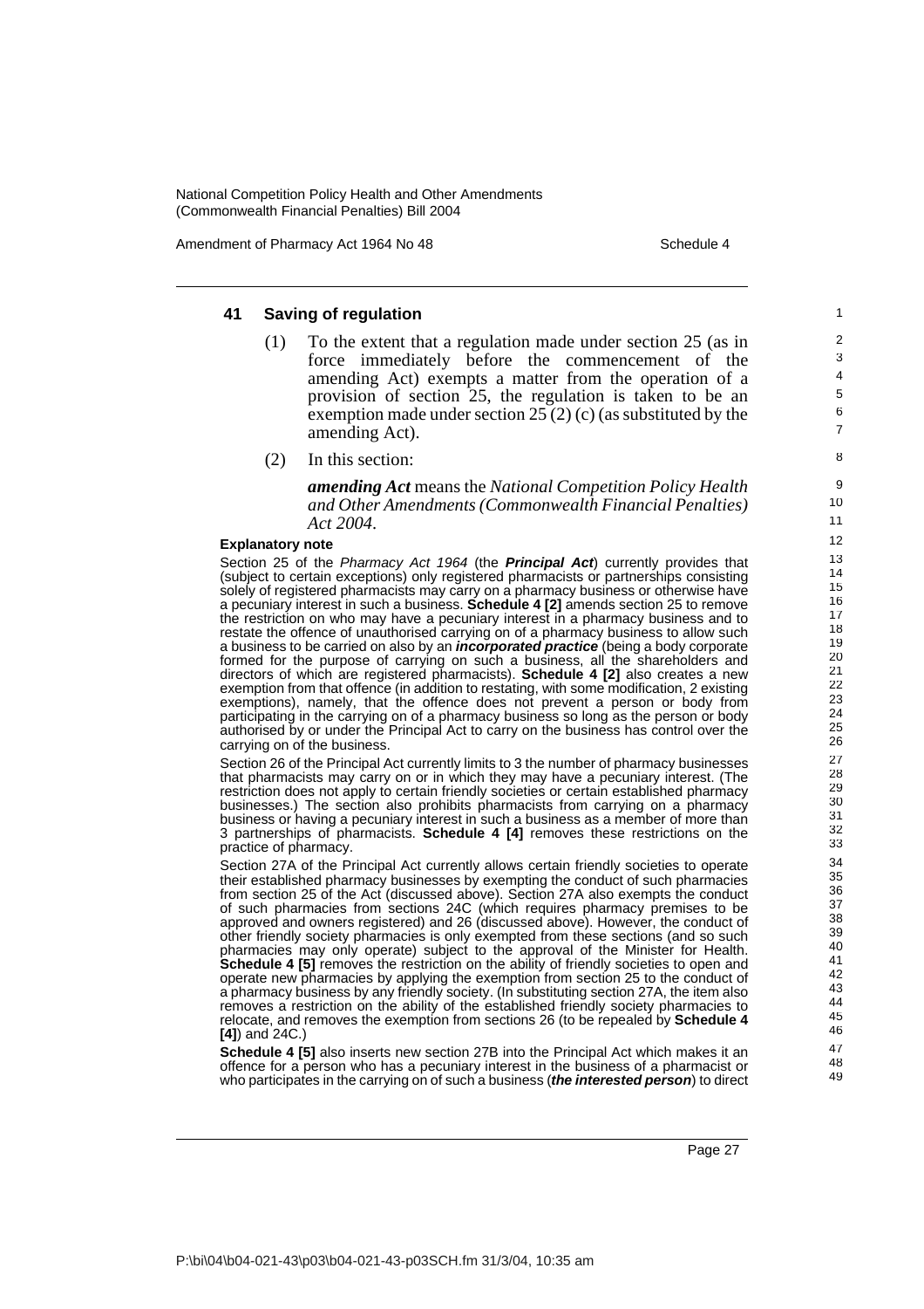## 41 Saving of regulation

(1) To the extent that a regulation made under section 25 (as in force immediately before the commencement of the amending Act) exempts a matter from the operation of a provision of section 25, the regulation is taken to be an exemption made under section 25 (2) (c) (as substituted by the amending Act).

(2) In this section:

***amending Act*** means the *National Competition Policy Health and Other Amendments (Commonwealth Financial Penalties) Act 2004*.

**Explanatory note**

Section 25 of the *Pharmacy Act 1964* (the ***Principal Act***) currently provides that (subject to certain exceptions) only registered pharmacists or partnerships consisting solely of registered pharmacists may carry on a pharmacy business or otherwise have a pecuniary interest in such a business. **Schedule 4 [2]** amends section 25 to remove the restriction on who may have a pecuniary interest in a pharmacy business and to restate the offence of unauthorised carrying on of a pharmacy business to allow such a business to be carried on also by an ***incorporated practice*** (being a body corporate formed for the purpose of carrying on such a business, all the shareholders and directors of which are registered pharmacists). **Schedule 4 [2]** also creates a new exemption from that offence (in addition to restating, with some modification, 2 existing exemptions), namely, that the offence does not prevent a person or body from participating in the carrying on of a pharmacy business so long as the person or body authorised by or under the Principal Act to carry on the business has control over the carrying on of the business.

Section 26 of the Principal Act currently limits to 3 the number of pharmacy businesses that pharmacists may carry on or in which they may have a pecuniary interest. (The restriction does not apply to certain friendly societies or certain established pharmacy businesses.) The section also prohibits pharmacists from carrying on a pharmacy business or having a pecuniary interest in such a business as a member of more than 3 partnerships of pharmacists. **Schedule 4 [4]** removes these restrictions on the practice of pharmacy.

Section 27A of the Principal Act currently allows certain friendly societies to operate their established pharmacy businesses by exempting the conduct of such pharmacies from section 25 of the Act (discussed above). Section 27A also exempts the conduct of such pharmacies from sections 24C (which requires pharmacy premises to be approved and owners registered) and 26 (discussed above). However, the conduct of other friendly society pharmacies is only exempted from these sections (and so such pharmacies may only operate) subject to the approval of the Minister for Health. **Schedule 4 [5]** removes the restriction on the ability of friendly societies to open and operate new pharmacies by applying the exemption from section 25 to the conduct of a pharmacy business by any friendly society. (In substituting section 27A, the item also removes a restriction on the ability of the established friendly society pharmacies to relocate, and removes the exemption from sections 26 (to be repealed by **Schedule 4 [4]**) and 24C.)

**Schedule 4 [5]** also inserts new section 27B into the Principal Act which makes it an offence for a person who has a pecuniary interest in the business of a pharmacist or who participates in the carrying on of such a business (***the interested person***) to direct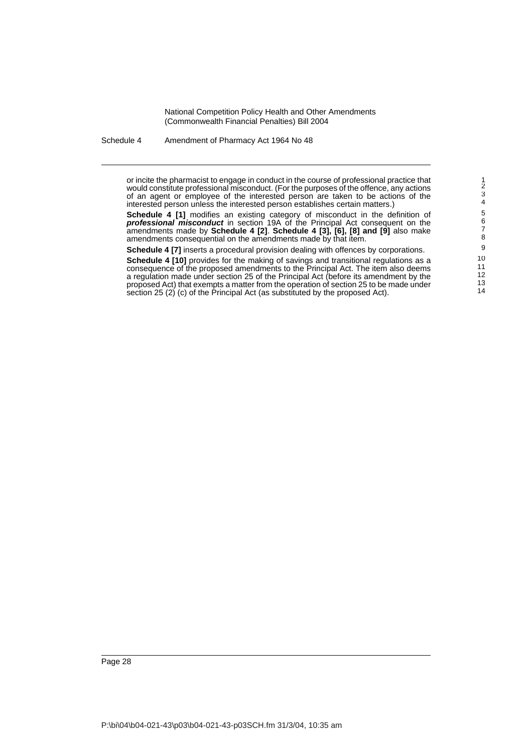or incite the pharmacist to engage in conduct in the course of professional practice that would constitute professional misconduct. (For the purposes of the offence, any actions of an agent or employee of the interested person are taken to be actions of the interested person unless the interested person establishes certain matters.)

**Schedule 4 [1]** modifies an existing category of misconduct in the definition of ***professional misconduct*** in section 19A of the Principal Act consequent on the amendments made by **Schedule 4 [2]**. **Schedule 4 [3], [6], [8] and [9]** also make amendments consequential on the amendments made by that item.

**Schedule 4 [7]** inserts a procedural provision dealing with offences by corporations.

**Schedule 4 [10]** provides for the making of savings and transitional regulations as a consequence of the proposed amendments to the Principal Act. The item also deems a regulation made under section 25 of the Principal Act (before its amendment by the proposed Act) that exempts a matter from the operation of section 25 to be made under section 25 (2) (c) of the Principal Act (as substituted by the proposed Act).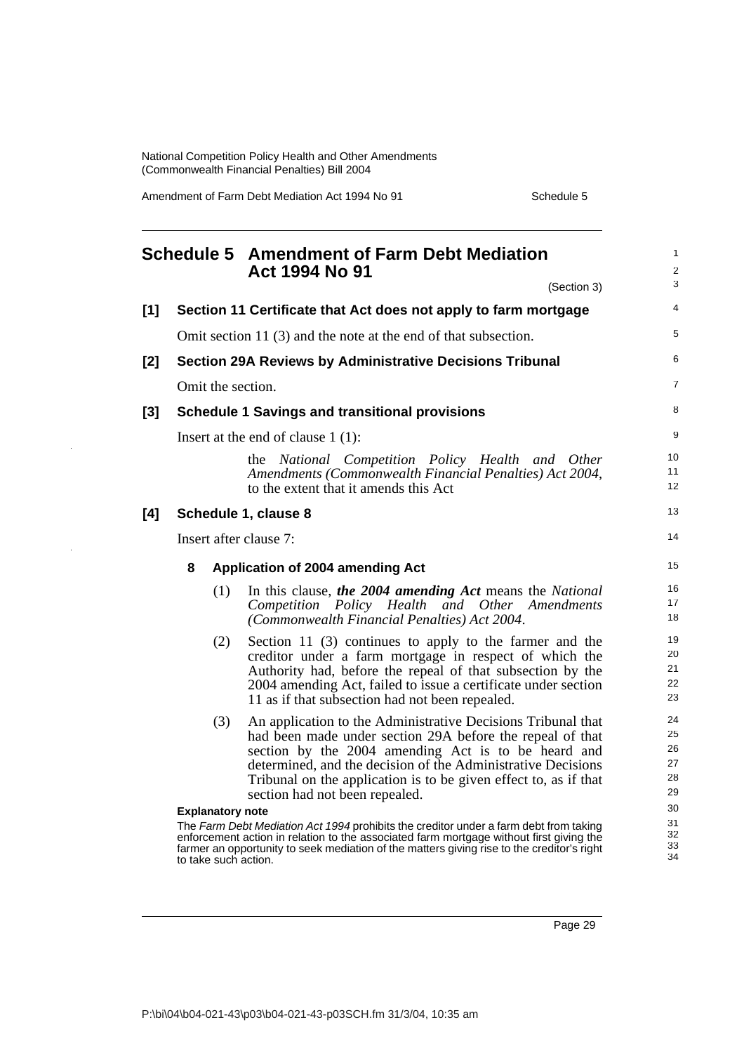## Schedule 5 Amendment of Farm Debt Mediation Act 1994 No 91

(Section 3)

**[1] Section 11 Certificate that Act does not apply to farm mortgage**

Omit section 11 (3) and the note at the end of that subsection.

**[2] Section 29A Reviews by Administrative Decisions Tribunal**

Omit the section.

**[3] Schedule 1 Savings and transitional provisions**

Insert at the end of clause 1 (1):

> the *National Competition Policy Health and Other Amendments (Commonwealth Financial Penalties) Act 2004*, to the extent that it amends this Act

**[4] Schedule 1, clause 8**

Insert after clause 7:

**8 Application of 2004 amending Act**

(1) In this clause, ***the 2004 amending Act*** means the *National Competition Policy Health and Other Amendments (Commonwealth Financial Penalties) Act 2004*.

(2) Section 11 (3) continues to apply to the farmer and the creditor under a farm mortgage in respect of which the Authority had, before the repeal of that subsection by the 2004 amending Act, failed to issue a certificate under section 11 as if that subsection had not been repealed.

(3) An application to the Administrative Decisions Tribunal that had been made under section 29A before the repeal of that section by the 2004 amending Act is to be heard and determined, and the decision of the Administrative Decisions Tribunal on the application is to be given effect to, as if that section had not been repealed.

**Explanatory note**

The *Farm Debt Mediation Act 1994* prohibits the creditor under a farm debt from taking enforcement action in relation to the associated farm mortgage without first giving the farmer an opportunity to seek mediation of the matters giving rise to the creditor's right to take such action.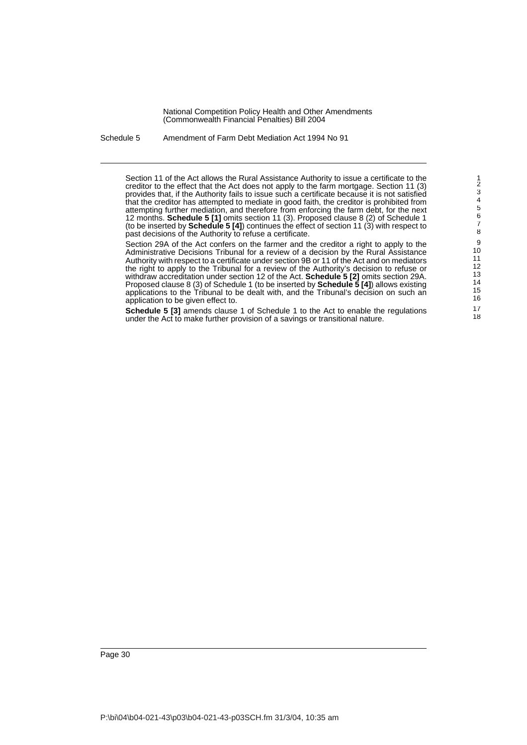Section 11 of the Act allows the Rural Assistance Authority to issue a certificate to the creditor to the effect that the Act does not apply to the farm mortgage. Section 11 (3) provides that, if the Authority fails to issue such a certificate because it is not satisfied that the creditor has attempted to mediate in good faith, the creditor is prohibited from attempting further mediation, and therefore from enforcing the farm debt, for the next 12 months. **Schedule 5 [1]** omits section 11 (3). Proposed clause 8 (2) of Schedule 1 (to be inserted by **Schedule 5 [4]**) continues the effect of section 11 (3) with respect to past decisions of the Authority to refuse a certificate.

Section 29A of the Act confers on the farmer and the creditor a right to apply to the Administrative Decisions Tribunal for a review of a decision by the Rural Assistance Authority with respect to a certificate under section 9B or 11 of the Act and on mediators the right to apply to the Tribunal for a review of the Authority's decision to refuse or withdraw accreditation under section 12 of the Act. **Schedule 5 [2]** omits section 29A. Proposed clause 8 (3) of Schedule 1 (to be inserted by **Schedule 5 [4]**) allows existing applications to the Tribunal to be dealt with, and the Tribunal's decision on such an application to be given effect to.

**Schedule 5 [3]** amends clause 1 of Schedule 1 to the Act to enable the regulations under the Act to make further provision of a savings or transitional nature.